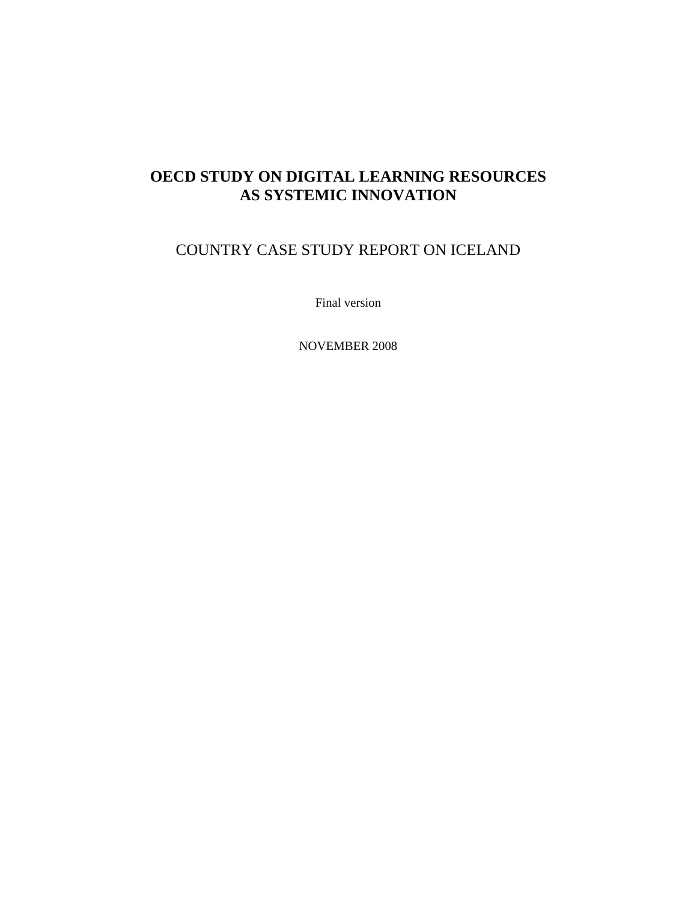# OECD STUDY ON DIGITAL LEARNING RESOURCES AS SYSTEMIC INNOVATION

## COUNTRY CASE STUDY REPORT ON ICELAND

Final version

NOVEMBER 2008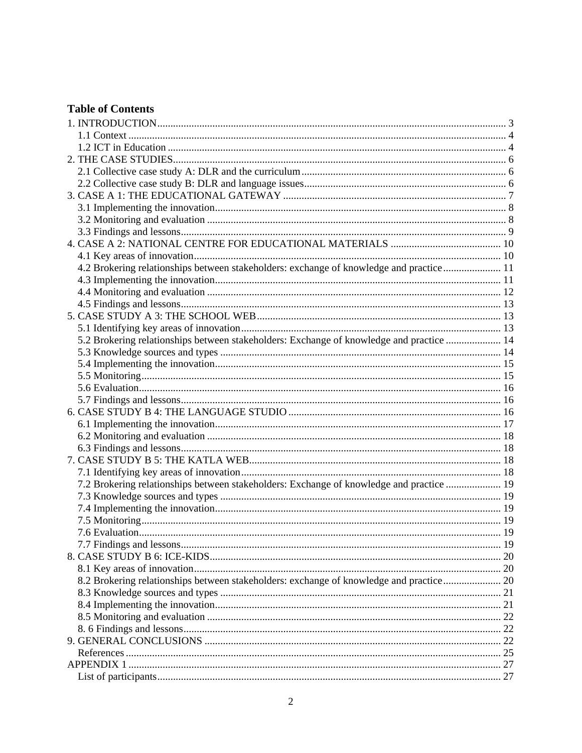**Table of Contents**

1. INTRODUCTION ..... 3
   - 1.1 Context ..... 4
   - 1.2 ICT in Education ..... 4
2. THE CASE STUDIES ..... 6
   - 2.1 Collective case study A: DLR and the curriculum ..... 6
   - 2.2 Collective case study B: DLR and language issues ..... 6
3. CASE A 1: THE EDUCATIONAL GATEWAY ..... 7
   - 3.1 Implementing the innovation ..... 8
   - 3.2 Monitoring and evaluation ..... 8
   - 3.3 Findings and lessons ..... 9
4. CASE A 2: NATIONAL CENTRE FOR EDUCATIONAL MATERIALS ..... 10
   - 4.1 Key areas of innovation ..... 10
   - 4.2 Brokering relationships between stakeholders: exchange of knowledge and practice ..... 11
   - 4.3 Implementing the innovation ..... 11
   - 4.4 Monitoring and evaluation ..... 12
   - 4.5 Findings and lessons ..... 13
5. CASE STUDY A 3: THE SCHOOL WEB ..... 13
   - 5.1 Identifying key areas of innovation ..... 13
   - 5.2 Brokering relationships between stakeholders: Exchange of knowledge and practice ..... 14
   - 5.3 Knowledge sources and types ..... 14
   - 5.4 Implementing the innovation ..... 15
   - 5.5 Monitoring ..... 15
   - 5.6 Evaluation ..... 16
   - 5.7 Findings and lessons ..... 16
6. CASE STUDY B 4: THE LANGUAGE STUDIO ..... 16
   - 6.1 Implementing the innovation ..... 17
   - 6.2 Monitoring and evaluation ..... 18
   - 6.3 Findings and lessons ..... 18
7. CASE STUDY B 5: THE KATLA WEB ..... 18
   - 7.1 Identifying key areas of innovation ..... 18
   - 7.2 Brokering relationships between stakeholders: Exchange of knowledge and practice ..... 19
   - 7.3 Knowledge sources and types ..... 19
   - 7.4 Implementing the innovation ..... 19
   - 7.5 Monitoring ..... 19
   - 7.6 Evaluation ..... 19
   - 7.7 Findings and lessons ..... 19
8. CASE STUDY B 6: ICE-KIDS ..... 20
   - 8.1 Key areas of innovation ..... 20
   - 8.2 Brokering relationships between stakeholders: exchange of knowledge and practice ..... 20
   - 8.3 Knowledge sources and types ..... 21
   - 8.4 Implementing the innovation ..... 21
   - 8.5 Monitoring and evaluation ..... 22
   - 8. 6 Findings and lessons ..... 22
9. GENERAL CONCLUSIONS ..... 22
   - References ..... 25

APPENDIX 1 ..... 27
   - List of participants ..... 27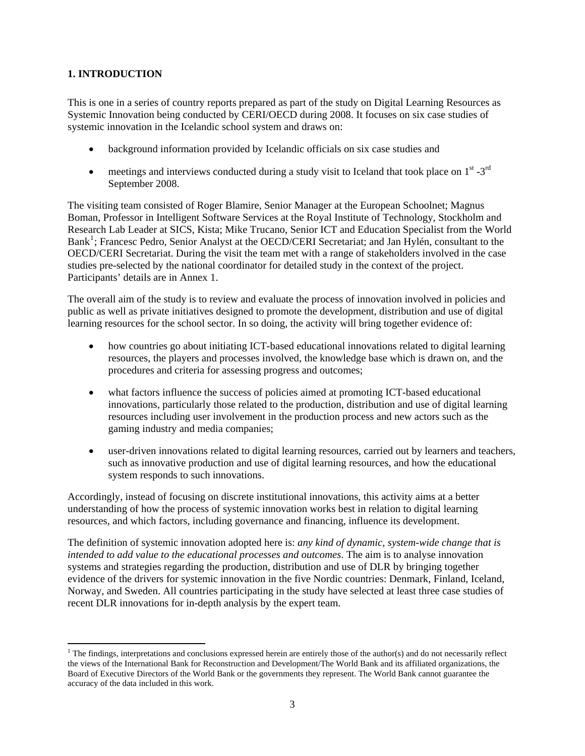## 1. INTRODUCTION

This is one in a series of country reports prepared as part of the study on Digital Learning Resources as Systemic Innovation being conducted by CERI/OECD during 2008. It focuses on six case studies of systemic innovation in the Icelandic school system and draws on:

- background information provided by Icelandic officials on six case studies and
- meetings and interviews conducted during a study visit to Iceland that took place on 1st -3rd September 2008.

The visiting team consisted of Roger Blamire, Senior Manager at the European Schoolnet; Magnus Boman, Professor in Intelligent Software Services at the Royal Institute of Technology, Stockholm and Research Lab Leader at SICS, Kista; Mike Trucano, Senior ICT and Education Specialist from the World Bank[1]; Francesc Pedro, Senior Analyst at the OECD/CERI Secretariat; and Jan Hylén, consultant to the OECD/CERI Secretariat. During the visit the team met with a range of stakeholders involved in the case studies pre-selected by the national coordinator for detailed study in the context of the project. Participants' details are in Annex 1.

The overall aim of the study is to review and evaluate the process of innovation involved in policies and public as well as private initiatives designed to promote the development, distribution and use of digital learning resources for the school sector. In so doing, the activity will bring together evidence of:

- how countries go about initiating ICT-based educational innovations related to digital learning resources, the players and processes involved, the knowledge base which is drawn on, and the procedures and criteria for assessing progress and outcomes;
- what factors influence the success of policies aimed at promoting ICT-based educational innovations, particularly those related to the production, distribution and use of digital learning resources including user involvement in the production process and new actors such as the gaming industry and media companies;
- user-driven innovations related to digital learning resources, carried out by learners and teachers, such as innovative production and use of digital learning resources, and how the educational system responds to such innovations.

Accordingly, instead of focusing on discrete institutional innovations, this activity aims at a better understanding of how the process of systemic innovation works best in relation to digital learning resources, and which factors, including governance and financing, influence its development.

The definition of systemic innovation adopted here is: *any kind of dynamic, system-wide change that is intended to add value to the educational processes and outcomes*. The aim is to analyse innovation systems and strategies regarding the production, distribution and use of DLR by bringing together evidence of the drivers for systemic innovation in the five Nordic countries: Denmark, Finland, Iceland, Norway, and Sweden. All countries participating in the study have selected at least three case studies of recent DLR innovations for in-depth analysis by the expert team.

[1] The findings, interpretations and conclusions expressed herein are entirely those of the author(s) and do not necessarily reflect the views of the International Bank for Reconstruction and Development/The World Bank and its affiliated organizations, the Board of Executive Directors of the World Bank or the governments they represent. The World Bank cannot guarantee the accuracy of the data included in this work.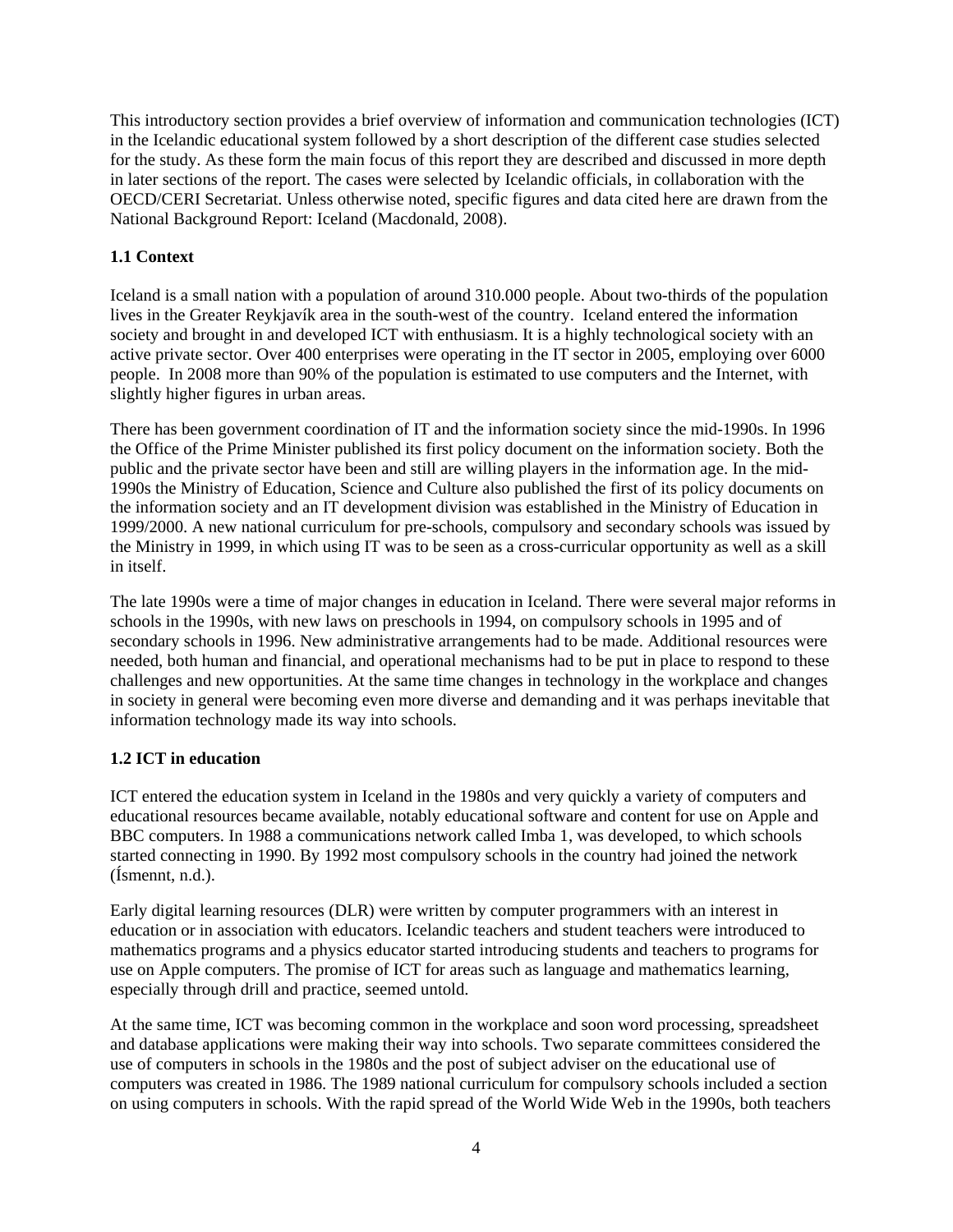This introductory section provides a brief overview of information and communication technologies (ICT) in the Icelandic educational system followed by a short description of the different case studies selected for the study. As these form the main focus of this report they are described and discussed in more depth in later sections of the report. The cases were selected by Icelandic officials, in collaboration with the OECD/CERI Secretariat. Unless otherwise noted, specific figures and data cited here are drawn from the National Background Report: Iceland (Macdonald, 2008).

### 1.1 Context

Iceland is a small nation with a population of around 310.000 people. About two-thirds of the population lives in the Greater Reykjavík area in the south-west of the country. Iceland entered the information society and brought in and developed ICT with enthusiasm. It is a highly technological society with an active private sector. Over 400 enterprises were operating in the IT sector in 2005, employing over 6000 people. In 2008 more than 90% of the population is estimated to use computers and the Internet, with slightly higher figures in urban areas.

There has been government coordination of IT and the information society since the mid-1990s. In 1996 the Office of the Prime Minister published its first policy document on the information society. Both the public and the private sector have been and still are willing players in the information age. In the mid-1990s the Ministry of Education, Science and Culture also published the first of its policy documents on the information society and an IT development division was established in the Ministry of Education in 1999/2000. A new national curriculum for pre-schools, compulsory and secondary schools was issued by the Ministry in 1999, in which using IT was to be seen as a cross-curricular opportunity as well as a skill in itself.

The late 1990s were a time of major changes in education in Iceland. There were several major reforms in schools in the 1990s, with new laws on preschools in 1994, on compulsory schools in 1995 and of secondary schools in 1996. New administrative arrangements had to be made. Additional resources were needed, both human and financial, and operational mechanisms had to be put in place to respond to these challenges and new opportunities. At the same time changes in technology in the workplace and changes in society in general were becoming even more diverse and demanding and it was perhaps inevitable that information technology made its way into schools.

### 1.2 ICT in education

ICT entered the education system in Iceland in the 1980s and very quickly a variety of computers and educational resources became available, notably educational software and content for use on Apple and BBC computers. In 1988 a communications network called Imba 1, was developed, to which schools started connecting in 1990. By 1992 most compulsory schools in the country had joined the network (Ísmennt, n.d.).

Early digital learning resources (DLR) were written by computer programmers with an interest in education or in association with educators. Icelandic teachers and student teachers were introduced to mathematics programs and a physics educator started introducing students and teachers to programs for use on Apple computers. The promise of ICT for areas such as language and mathematics learning, especially through drill and practice, seemed untold.

At the same time, ICT was becoming common in the workplace and soon word processing, spreadsheet and database applications were making their way into schools. Two separate committees considered the use of computers in schools in the 1980s and the post of subject adviser on the educational use of computers was created in 1986. The 1989 national curriculum for compulsory schools included a section on using computers in schools. With the rapid spread of the World Wide Web in the 1990s, both teachers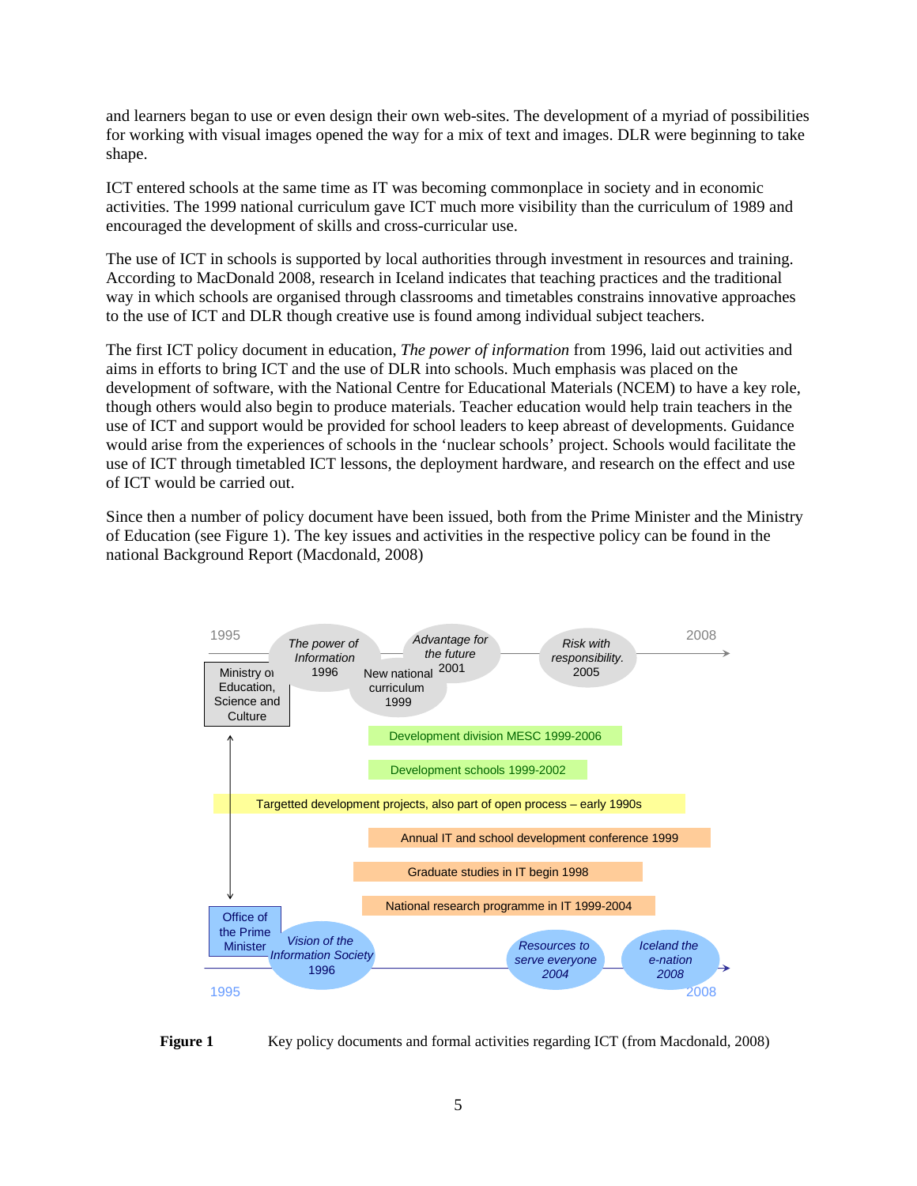and learners began to use or even design their own web-sites. The development of a myriad of possibilities for working with visual images opened the way for a mix of text and images. DLR were beginning to take shape.

ICT entered schools at the same time as IT was becoming commonplace in society and in economic activities. The 1999 national curriculum gave ICT much more visibility than the curriculum of 1989 and encouraged the development of skills and cross-curricular use.

The use of ICT in schools is supported by local authorities through investment in resources and training. According to MacDonald 2008, research in Iceland indicates that teaching practices and the traditional way in which schools are organised through classrooms and timetables constrains innovative approaches to the use of ICT and DLR though creative use is found among individual subject teachers.

The first ICT policy document in education, *The power of information* from 1996, laid out activities and aims in efforts to bring ICT and the use of DLR into schools. Much emphasis was placed on the development of software, with the National Centre for Educational Materials (NCEM) to have a key role, though others would also begin to produce materials. Teacher education would help train teachers in the use of ICT and support would be provided for school leaders to keep abreast of developments. Guidance would arise from the experiences of schools in the 'nuclear schools' project. Schools would facilitate the use of ICT through timetabled ICT lessons, the deployment hardware, and research on the effect and use of ICT would be carried out.

Since then a number of policy document have been issued, both from the Prime Minister and the Ministry of Education (see Figure 1). The key issues and activities in the respective policy can be found in the national Background Report (Macdonald, 2008)

1995 — 2008

Ministry of Education, Science and Culture: *The power of Information* 1996; New national curriculum 1999; *Advantage for the future* 2001; *Risk with responsibility.* 2005

Development division MESC 1999-2006

Development schools 1999-2002

Targetted development projects, also part of open process – early 1990s

Annual IT and school development conference 1999

Graduate studies in IT begin 1998

National research programme in IT 1999-2004

Office of the Prime Minister: *Vision of the Information Society* 1996; *Resources to serve everyone 2004*; *Iceland the e-nation 2008*

1995 — 2008

**Figure 1** Key policy documents and formal activities regarding ICT (from Macdonald, 2008)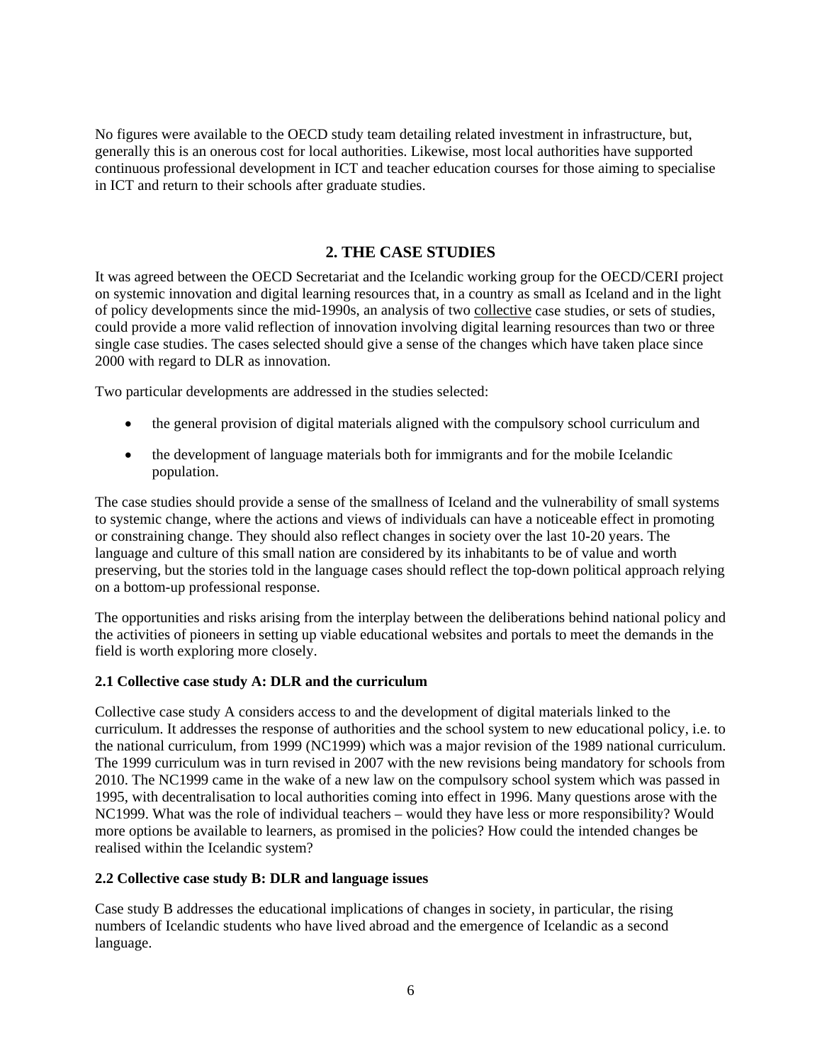No figures were available to the OECD study team detailing related investment in infrastructure, but, generally this is an onerous cost for local authorities. Likewise, most local authorities have supported continuous professional development in ICT and teacher education courses for those aiming to specialise in ICT and return to their schools after graduate studies.

## 2. THE CASE STUDIES

It was agreed between the OECD Secretariat and the Icelandic working group for the OECD/CERI project on systemic innovation and digital learning resources that, in a country as small as Iceland and in the light of policy developments since the mid-1990s, an analysis of two collective case studies, or sets of studies, could provide a more valid reflection of innovation involving digital learning resources than two or three single case studies. The cases selected should give a sense of the changes which have taken place since 2000 with regard to DLR as innovation.

Two particular developments are addressed in the studies selected:

- the general provision of digital materials aligned with the compulsory school curriculum and
- the development of language materials both for immigrants and for the mobile Icelandic population.

The case studies should provide a sense of the smallness of Iceland and the vulnerability of small systems to systemic change, where the actions and views of individuals can have a noticeable effect in promoting or constraining change. They should also reflect changes in society over the last 10-20 years. The language and culture of this small nation are considered by its inhabitants to be of value and worth preserving, but the stories told in the language cases should reflect the top-down political approach relying on a bottom-up professional response.

The opportunities and risks arising from the interplay between the deliberations behind national policy and the activities of pioneers in setting up viable educational websites and portals to meet the demands in the field is worth exploring more closely.

### 2.1 Collective case study A: DLR and the curriculum

Collective case study A considers access to and the development of digital materials linked to the curriculum. It addresses the response of authorities and the school system to new educational policy, i.e. to the national curriculum, from 1999 (NC1999) which was a major revision of the 1989 national curriculum. The 1999 curriculum was in turn revised in 2007 with the new revisions being mandatory for schools from 2010. The NC1999 came in the wake of a new law on the compulsory school system which was passed in 1995, with decentralisation to local authorities coming into effect in 1996. Many questions arose with the NC1999. What was the role of individual teachers – would they have less or more responsibility? Would more options be available to learners, as promised in the policies? How could the intended changes be realised within the Icelandic system?

### 2.2 Collective case study B: DLR and language issues

Case study B addresses the educational implications of changes in society, in particular, the rising numbers of Icelandic students who have lived abroad and the emergence of Icelandic as a second language.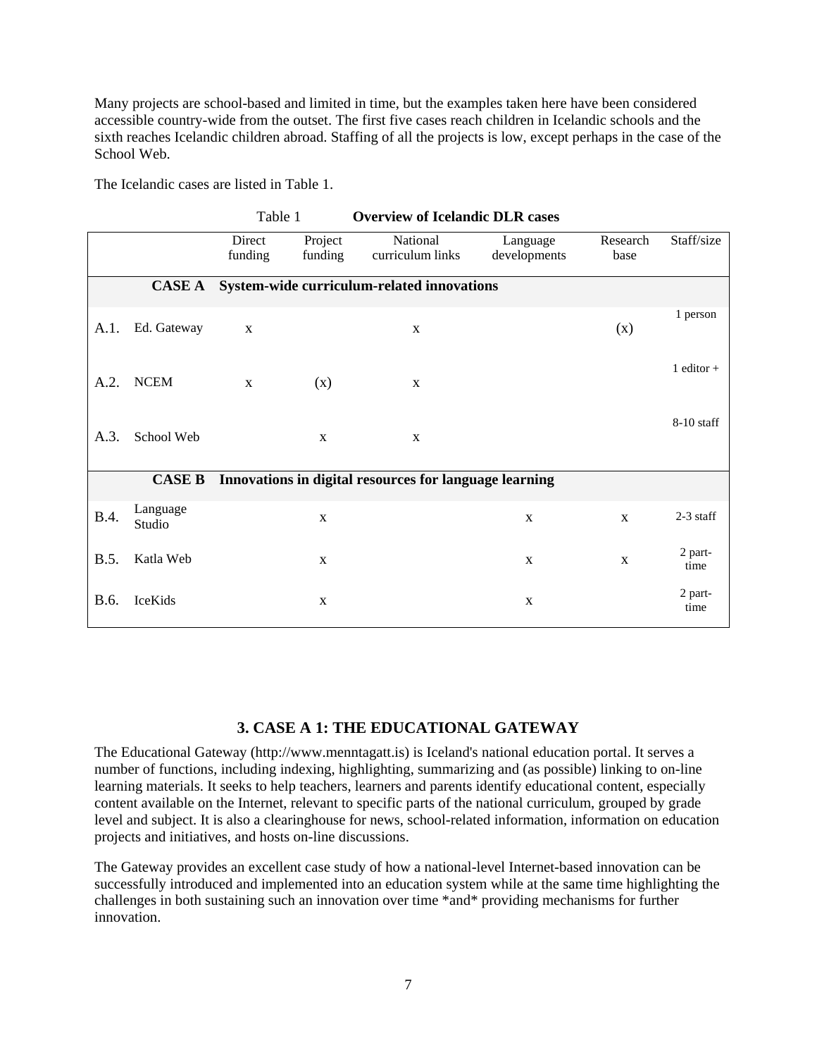Many projects are school-based and limited in time, but the examples taken here have been considered accessible country-wide from the outset. The first five cases reach children in Icelandic schools and the sixth reaches Icelandic children abroad. Staffing of all the projects is low, except perhaps in the case of the School Web.

The Icelandic cases are listed in Table 1.

Table 1 **Overview of Icelandic DLR cases**

| | | Direct funding | Project funding | National curriculum links | Language developments | Research base | Staff/size |
|---|---|---|---|---|---|---|---|
| | **CASE A** | **System-wide curriculum-related innovations** | | | | | |
| A.1. | Ed. Gateway | x | | x | | (x) | 1 person |
| A.2. | NCEM | x | (x) | x | | | 1 editor + |
| A.3. | School Web | | x | x | | | 8-10 staff |
| | **CASE B** | **Innovations in digital resources for language learning** | | | | | |
| B.4. | Language Studio | | x | | x | x | 2-3 staff |
| B.5. | Katla Web | | x | | x | x | 2 part-time |
| B.6. | IceKids | | x | | x | | 2 part-time |

## 3. CASE A 1: THE EDUCATIONAL GATEWAY

The Educational Gateway (http://www.menntagatt.is) is Iceland's national education portal. It serves a number of functions, including indexing, highlighting, summarizing and (as possible) linking to on-line learning materials. It seeks to help teachers, learners and parents identify educational content, especially content available on the Internet, relevant to specific parts of the national curriculum, grouped by grade level and subject. It is also a clearinghouse for news, school-related information, information on education projects and initiatives, and hosts on-line discussions.

The Gateway provides an excellent case study of how a national-level Internet-based innovation can be successfully introduced and implemented into an education system while at the same time highlighting the challenges in both sustaining such an innovation over time *and* providing mechanisms for further innovation.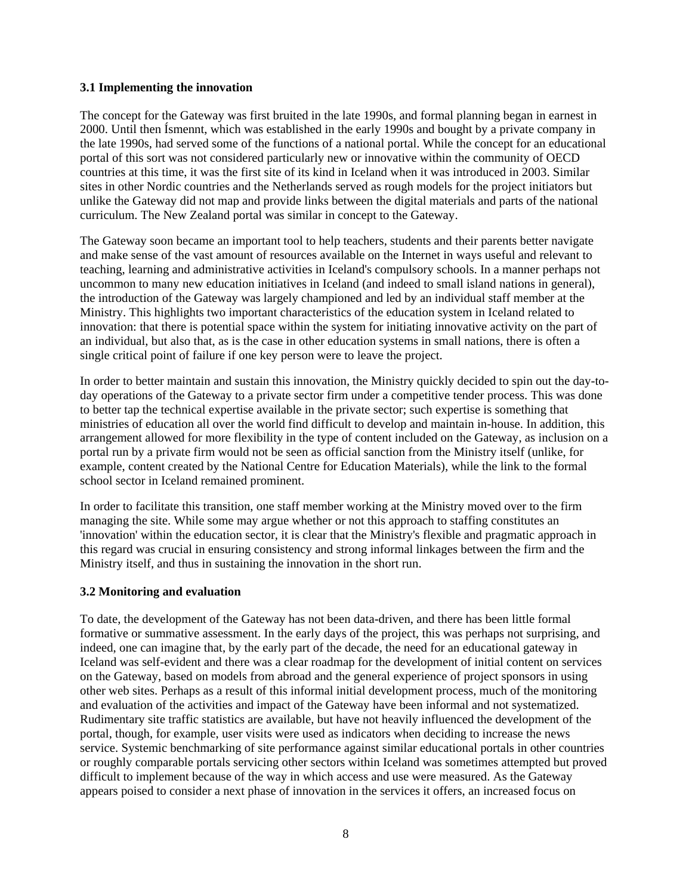### 3.1 Implementing the innovation

The concept for the Gateway was first bruited in the late 1990s, and formal planning began in earnest in 2000. Until then Ísmennt, which was established in the early 1990s and bought by a private company in the late 1990s, had served some of the functions of a national portal. While the concept for an educational portal of this sort was not considered particularly new or innovative within the community of OECD countries at this time, it was the first site of its kind in Iceland when it was introduced in 2003. Similar sites in other Nordic countries and the Netherlands served as rough models for the project initiators but unlike the Gateway did not map and provide links between the digital materials and parts of the national curriculum. The New Zealand portal was similar in concept to the Gateway.

The Gateway soon became an important tool to help teachers, students and their parents better navigate and make sense of the vast amount of resources available on the Internet in ways useful and relevant to teaching, learning and administrative activities in Iceland's compulsory schools. In a manner perhaps not uncommon to many new education initiatives in Iceland (and indeed to small island nations in general), the introduction of the Gateway was largely championed and led by an individual staff member at the Ministry. This highlights two important characteristics of the education system in Iceland related to innovation: that there is potential space within the system for initiating innovative activity on the part of an individual, but also that, as is the case in other education systems in small nations, there is often a single critical point of failure if one key person were to leave the project.

In order to better maintain and sustain this innovation, the Ministry quickly decided to spin out the day-to-day operations of the Gateway to a private sector firm under a competitive tender process. This was done to better tap the technical expertise available in the private sector; such expertise is something that ministries of education all over the world find difficult to develop and maintain in-house. In addition, this arrangement allowed for more flexibility in the type of content included on the Gateway, as inclusion on a portal run by a private firm would not be seen as official sanction from the Ministry itself (unlike, for example, content created by the National Centre for Education Materials), while the link to the formal school sector in Iceland remained prominent.

In order to facilitate this transition, one staff member working at the Ministry moved over to the firm managing the site. While some may argue whether or not this approach to staffing constitutes an 'innovation' within the education sector, it is clear that the Ministry's flexible and pragmatic approach in this regard was crucial in ensuring consistency and strong informal linkages between the firm and the Ministry itself, and thus in sustaining the innovation in the short run.

### 3.2 Monitoring and evaluation

To date, the development of the Gateway has not been data-driven, and there has been little formal formative or summative assessment. In the early days of the project, this was perhaps not surprising, and indeed, one can imagine that, by the early part of the decade, the need for an educational gateway in Iceland was self-evident and there was a clear roadmap for the development of initial content on services on the Gateway, based on models from abroad and the general experience of project sponsors in using other web sites. Perhaps as a result of this informal initial development process, much of the monitoring and evaluation of the activities and impact of the Gateway have been informal and not systematized. Rudimentary site traffic statistics are available, but have not heavily influenced the development of the portal, though, for example, user visits were used as indicators when deciding to increase the news service. Systemic benchmarking of site performance against similar educational portals in other countries or roughly comparable portals servicing other sectors within Iceland was sometimes attempted but proved difficult to implement because of the way in which access and use were measured. As the Gateway appears poised to consider a next phase of innovation in the services it offers, an increased focus on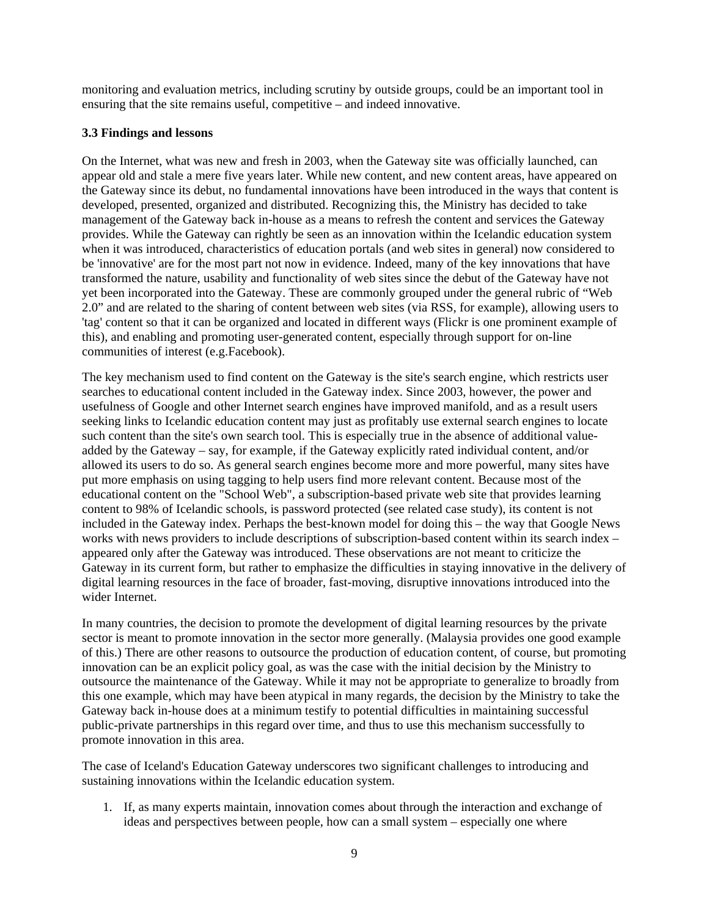monitoring and evaluation metrics, including scrutiny by outside groups, could be an important tool in ensuring that the site remains useful, competitive – and indeed innovative.

### 3.3 Findings and lessons

On the Internet, what was new and fresh in 2003, when the Gateway site was officially launched, can appear old and stale a mere five years later. While new content, and new content areas, have appeared on the Gateway since its debut, no fundamental innovations have been introduced in the ways that content is developed, presented, organized and distributed. Recognizing this, the Ministry has decided to take management of the Gateway back in-house as a means to refresh the content and services the Gateway provides. While the Gateway can rightly be seen as an innovation within the Icelandic education system when it was introduced, characteristics of education portals (and web sites in general) now considered to be 'innovative' are for the most part not now in evidence. Indeed, many of the key innovations that have transformed the nature, usability and functionality of web sites since the debut of the Gateway have not yet been incorporated into the Gateway. These are commonly grouped under the general rubric of "Web 2.0" and are related to the sharing of content between web sites (via RSS, for example), allowing users to 'tag' content so that it can be organized and located in different ways (Flickr is one prominent example of this), and enabling and promoting user-generated content, especially through support for on-line communities of interest (e.g.Facebook).

The key mechanism used to find content on the Gateway is the site's search engine, which restricts user searches to educational content included in the Gateway index. Since 2003, however, the power and usefulness of Google and other Internet search engines have improved manifold, and as a result users seeking links to Icelandic education content may just as profitably use external search engines to locate such content than the site's own search tool. This is especially true in the absence of additional value-added by the Gateway – say, for example, if the Gateway explicitly rated individual content, and/or allowed its users to do so. As general search engines become more and more powerful, many sites have put more emphasis on using tagging to help users find more relevant content. Because most of the educational content on the "School Web", a subscription-based private web site that provides learning content to 98% of Icelandic schools, is password protected (see related case study), its content is not included in the Gateway index. Perhaps the best-known model for doing this – the way that Google News works with news providers to include descriptions of subscription-based content within its search index – appeared only after the Gateway was introduced. These observations are not meant to criticize the Gateway in its current form, but rather to emphasize the difficulties in staying innovative in the delivery of digital learning resources in the face of broader, fast-moving, disruptive innovations introduced into the wider Internet.

In many countries, the decision to promote the development of digital learning resources by the private sector is meant to promote innovation in the sector more generally. (Malaysia provides one good example of this.) There are other reasons to outsource the production of education content, of course, but promoting innovation can be an explicit policy goal, as was the case with the initial decision by the Ministry to outsource the maintenance of the Gateway. While it may not be appropriate to generalize to broadly from this one example, which may have been atypical in many regards, the decision by the Ministry to take the Gateway back in-house does at a minimum testify to potential difficulties in maintaining successful public-private partnerships in this regard over time, and thus to use this mechanism successfully to promote innovation in this area.

The case of Iceland's Education Gateway underscores two significant challenges to introducing and sustaining innovations within the Icelandic education system.

1. If, as many experts maintain, innovation comes about through the interaction and exchange of ideas and perspectives between people, how can a small system – especially one where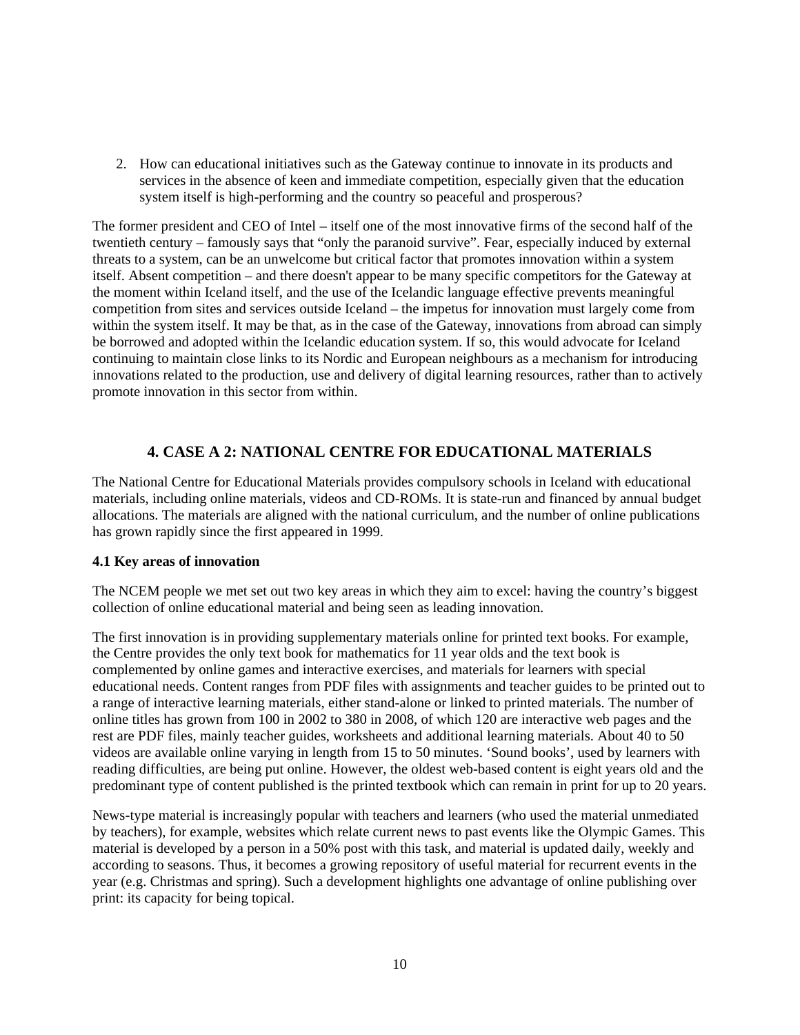2. How can educational initiatives such as the Gateway continue to innovate in its products and services in the absence of keen and immediate competition, especially given that the education system itself is high-performing and the country so peaceful and prosperous?

The former president and CEO of Intel – itself one of the most innovative firms of the second half of the twentieth century – famously says that "only the paranoid survive". Fear, especially induced by external threats to a system, can be an unwelcome but critical factor that promotes innovation within a system itself. Absent competition – and there doesn't appear to be many specific competitors for the Gateway at the moment within Iceland itself, and the use of the Icelandic language effective prevents meaningful competition from sites and services outside Iceland – the impetus for innovation must largely come from within the system itself. It may be that, as in the case of the Gateway, innovations from abroad can simply be borrowed and adopted within the Icelandic education system. If so, this would advocate for Iceland continuing to maintain close links to its Nordic and European neighbours as a mechanism for introducing innovations related to the production, use and delivery of digital learning resources, rather than to actively promote innovation in this sector from within.

## 4. CASE A 2: NATIONAL CENTRE FOR EDUCATIONAL MATERIALS

The National Centre for Educational Materials provides compulsory schools in Iceland with educational materials, including online materials, videos and CD-ROMs. It is state-run and financed by annual budget allocations. The materials are aligned with the national curriculum, and the number of online publications has grown rapidly since the first appeared in 1999.

### 4.1 Key areas of innovation

The NCEM people we met set out two key areas in which they aim to excel: having the country's biggest collection of online educational material and being seen as leading innovation.

The first innovation is in providing supplementary materials online for printed text books. For example, the Centre provides the only text book for mathematics for 11 year olds and the text book is complemented by online games and interactive exercises, and materials for learners with special educational needs. Content ranges from PDF files with assignments and teacher guides to be printed out to a range of interactive learning materials, either stand-alone or linked to printed materials. The number of online titles has grown from 100 in 2002 to 380 in 2008, of which 120 are interactive web pages and the rest are PDF files, mainly teacher guides, worksheets and additional learning materials. About 40 to 50 videos are available online varying in length from 15 to 50 minutes. 'Sound books', used by learners with reading difficulties, are being put online. However, the oldest web-based content is eight years old and the predominant type of content published is the printed textbook which can remain in print for up to 20 years.

News-type material is increasingly popular with teachers and learners (who used the material unmediated by teachers), for example, websites which relate current news to past events like the Olympic Games. This material is developed by a person in a 50% post with this task, and material is updated daily, weekly and according to seasons. Thus, it becomes a growing repository of useful material for recurrent events in the year (e.g. Christmas and spring). Such a development highlights one advantage of online publishing over print: its capacity for being topical.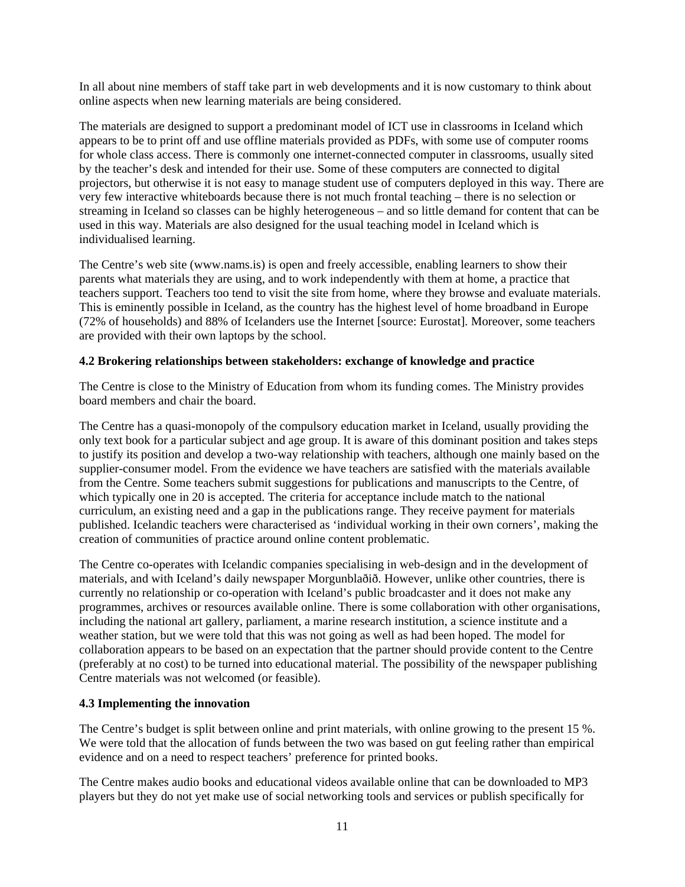In all about nine members of staff take part in web developments and it is now customary to think about online aspects when new learning materials are being considered.

The materials are designed to support a predominant model of ICT use in classrooms in Iceland which appears to be to print off and use offline materials provided as PDFs, with some use of computer rooms for whole class access. There is commonly one internet-connected computer in classrooms, usually sited by the teacher's desk and intended for their use. Some of these computers are connected to digital projectors, but otherwise it is not easy to manage student use of computers deployed in this way. There are very few interactive whiteboards because there is not much frontal teaching – there is no selection or streaming in Iceland so classes can be highly heterogeneous – and so little demand for content that can be used in this way. Materials are also designed for the usual teaching model in Iceland which is individualised learning.

The Centre's web site (www.nams.is) is open and freely accessible, enabling learners to show their parents what materials they are using, and to work independently with them at home, a practice that teachers support. Teachers too tend to visit the site from home, where they browse and evaluate materials. This is eminently possible in Iceland, as the country has the highest level of home broadband in Europe (72% of households) and 88% of Icelanders use the Internet [source: Eurostat]. Moreover, some teachers are provided with their own laptops by the school.

### 4.2 Brokering relationships between stakeholders: exchange of knowledge and practice

The Centre is close to the Ministry of Education from whom its funding comes. The Ministry provides board members and chair the board.

The Centre has a quasi-monopoly of the compulsory education market in Iceland, usually providing the only text book for a particular subject and age group. It is aware of this dominant position and takes steps to justify its position and develop a two-way relationship with teachers, although one mainly based on the supplier-consumer model. From the evidence we have teachers are satisfied with the materials available from the Centre. Some teachers submit suggestions for publications and manuscripts to the Centre, of which typically one in 20 is accepted. The criteria for acceptance include match to the national curriculum, an existing need and a gap in the publications range. They receive payment for materials published. Icelandic teachers were characterised as 'individual working in their own corners', making the creation of communities of practice around online content problematic.

The Centre co-operates with Icelandic companies specialising in web-design and in the development of materials, and with Iceland's daily newspaper Morgunblaðið. However, unlike other countries, there is currently no relationship or co-operation with Iceland's public broadcaster and it does not make any programmes, archives or resources available online. There is some collaboration with other organisations, including the national art gallery, parliament, a marine research institution, a science institute and a weather station, but we were told that this was not going as well as had been hoped. The model for collaboration appears to be based on an expectation that the partner should provide content to the Centre (preferably at no cost) to be turned into educational material. The possibility of the newspaper publishing Centre materials was not welcomed (or feasible).

### 4.3 Implementing the innovation

The Centre's budget is split between online and print materials, with online growing to the present 15 %. We were told that the allocation of funds between the two was based on gut feeling rather than empirical evidence and on a need to respect teachers' preference for printed books.

The Centre makes audio books and educational videos available online that can be downloaded to MP3 players but they do not yet make use of social networking tools and services or publish specifically for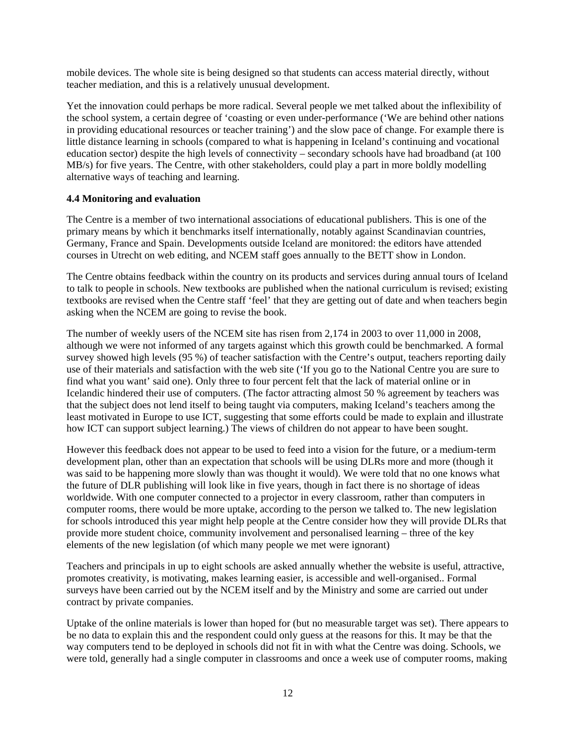mobile devices. The whole site is being designed so that students can access material directly, without teacher mediation, and this is a relatively unusual development.

Yet the innovation could perhaps be more radical. Several people we met talked about the inflexibility of the school system, a certain degree of 'coasting or even under-performance ('We are behind other nations in providing educational resources or teacher training') and the slow pace of change. For example there is little distance learning in schools (compared to what is happening in Iceland's continuing and vocational education sector) despite the high levels of connectivity – secondary schools have had broadband (at 100 MB/s) for five years. The Centre, with other stakeholders, could play a part in more boldly modelling alternative ways of teaching and learning.

**4.4 Monitoring and evaluation**

The Centre is a member of two international associations of educational publishers. This is one of the primary means by which it benchmarks itself internationally, notably against Scandinavian countries, Germany, France and Spain. Developments outside Iceland are monitored: the editors have attended courses in Utrecht on web editing, and NCEM staff goes annually to the BETT show in London.

The Centre obtains feedback within the country on its products and services during annual tours of Iceland to talk to people in schools. New textbooks are published when the national curriculum is revised; existing textbooks are revised when the Centre staff 'feel' that they are getting out of date and when teachers begin asking when the NCEM are going to revise the book.

The number of weekly users of the NCEM site has risen from 2,174 in 2003 to over 11,000 in 2008, although we were not informed of any targets against which this growth could be benchmarked. A formal survey showed high levels (95 %) of teacher satisfaction with the Centre's output, teachers reporting daily use of their materials and satisfaction with the web site ('If you go to the National Centre you are sure to find what you want' said one). Only three to four percent felt that the lack of material online or in Icelandic hindered their use of computers. (The factor attracting almost 50 % agreement by teachers was that the subject does not lend itself to being taught via computers, making Iceland's teachers among the least motivated in Europe to use ICT, suggesting that some efforts could be made to explain and illustrate how ICT can support subject learning.) The views of children do not appear to have been sought.

However this feedback does not appear to be used to feed into a vision for the future, or a medium-term development plan, other than an expectation that schools will be using DLRs more and more (though it was said to be happening more slowly than was thought it would). We were told that no one knows what the future of DLR publishing will look like in five years, though in fact there is no shortage of ideas worldwide. With one computer connected to a projector in every classroom, rather than computers in computer rooms, there would be more uptake, according to the person we talked to. The new legislation for schools introduced this year might help people at the Centre consider how they will provide DLRs that provide more student choice, community involvement and personalised learning – three of the key elements of the new legislation (of which many people we met were ignorant)

Teachers and principals in up to eight schools are asked annually whether the website is useful, attractive, promotes creativity, is motivating, makes learning easier, is accessible and well-organised.. Formal surveys have been carried out by the NCEM itself and by the Ministry and some are carried out under contract by private companies.

Uptake of the online materials is lower than hoped for (but no measurable target was set). There appears to be no data to explain this and the respondent could only guess at the reasons for this. It may be that the way computers tend to be deployed in schools did not fit in with what the Centre was doing. Schools, we were told, generally had a single computer in classrooms and once a week use of computer rooms, making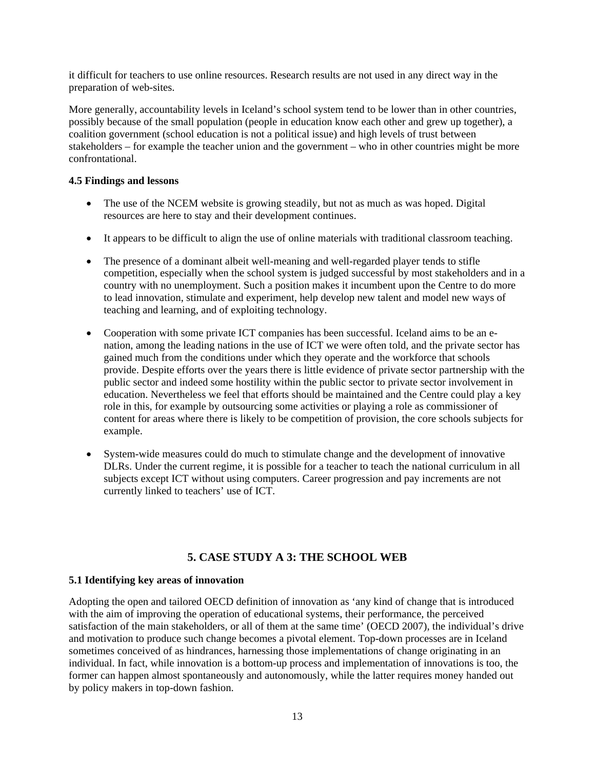it difficult for teachers to use online resources. Research results are not used in any direct way in the preparation of web-sites.

More generally, accountability levels in Iceland's school system tend to be lower than in other countries, possibly because of the small population (people in education know each other and grew up together), a coalition government (school education is not a political issue) and high levels of trust between stakeholders – for example the teacher union and the government – who in other countries might be more confrontational.

**4.5 Findings and lessons**

- The use of the NCEM website is growing steadily, but not as much as was hoped. Digital resources are here to stay and their development continues.
- It appears to be difficult to align the use of online materials with traditional classroom teaching.
- The presence of a dominant albeit well-meaning and well-regarded player tends to stifle competition, especially when the school system is judged successful by most stakeholders and in a country with no unemployment. Such a position makes it incumbent upon the Centre to do more to lead innovation, stimulate and experiment, help develop new talent and model new ways of teaching and learning, and of exploiting technology.
- Cooperation with some private ICT companies has been successful. Iceland aims to be an e-nation, among the leading nations in the use of ICT we were often told, and the private sector has gained much from the conditions under which they operate and the workforce that schools provide. Despite efforts over the years there is little evidence of private sector partnership with the public sector and indeed some hostility within the public sector to private sector involvement in education. Nevertheless we feel that efforts should be maintained and the Centre could play a key role in this, for example by outsourcing some activities or playing a role as commissioner of content for areas where there is likely to be competition of provision, the core schools subjects for example.
- System-wide measures could do much to stimulate change and the development of innovative DLRs. Under the current regime, it is possible for a teacher to teach the national curriculum in all subjects except ICT without using computers. Career progression and pay increments are not currently linked to teachers' use of ICT.

## 5. CASE STUDY A 3: THE SCHOOL WEB

**5.1 Identifying key areas of innovation**

Adopting the open and tailored OECD definition of innovation as 'any kind of change that is introduced with the aim of improving the operation of educational systems, their performance, the perceived satisfaction of the main stakeholders, or all of them at the same time' (OECD 2007), the individual's drive and motivation to produce such change becomes a pivotal element. Top-down processes are in Iceland sometimes conceived of as hindrances, harnessing those implementations of change originating in an individual. In fact, while innovation is a bottom-up process and implementation of innovations is too, the former can happen almost spontaneously and autonomously, while the latter requires money handed out by policy makers in top-down fashion.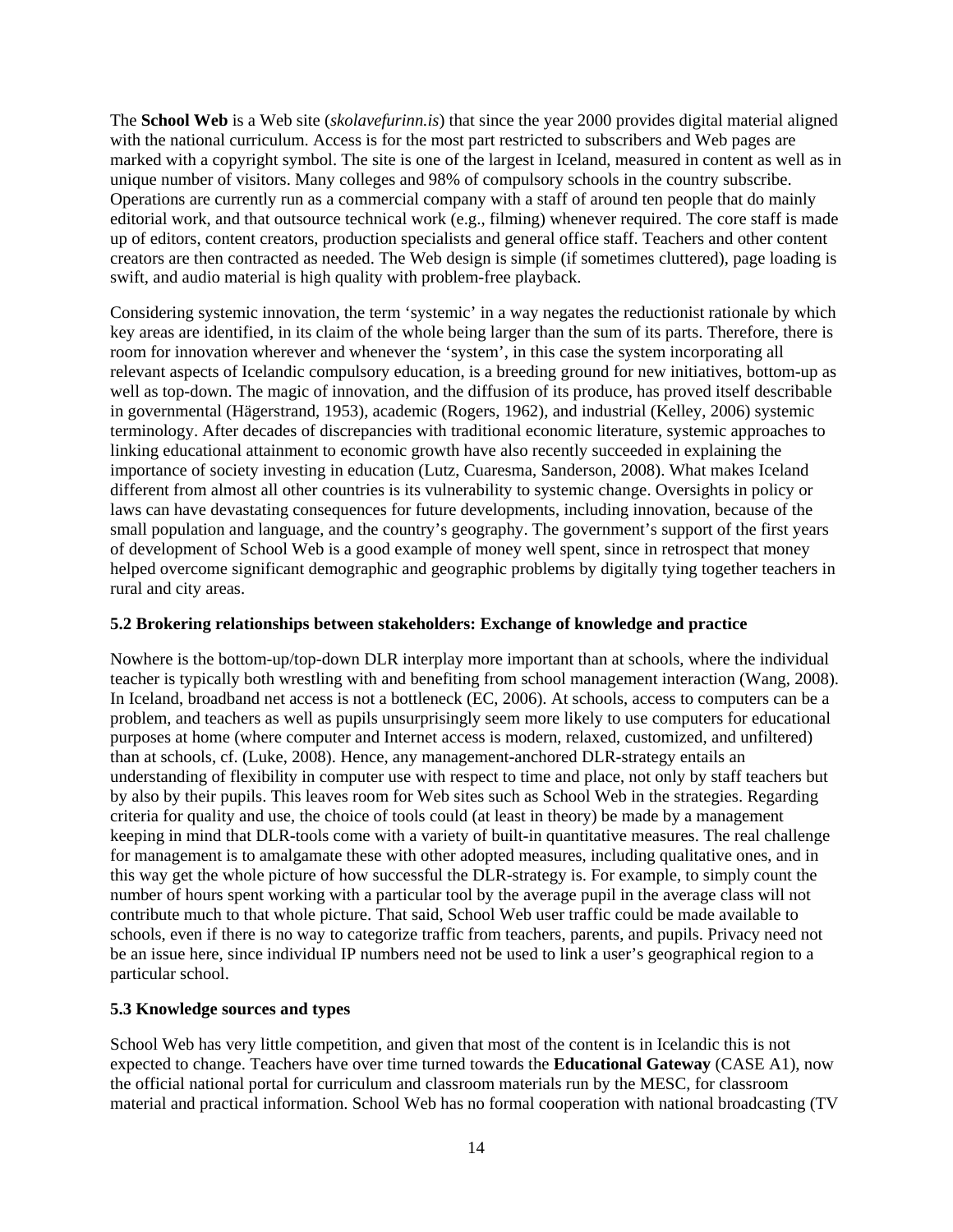The **School Web** is a Web site (*skolavefurinn.is*) that since the year 2000 provides digital material aligned with the national curriculum. Access is for the most part restricted to subscribers and Web pages are marked with a copyright symbol. The site is one of the largest in Iceland, measured in content as well as in unique number of visitors. Many colleges and 98% of compulsory schools in the country subscribe. Operations are currently run as a commercial company with a staff of around ten people that do mainly editorial work, and that outsource technical work (e.g., filming) whenever required. The core staff is made up of editors, content creators, production specialists and general office staff. Teachers and other content creators are then contracted as needed. The Web design is simple (if sometimes cluttered), page loading is swift, and audio material is high quality with problem-free playback.

Considering systemic innovation, the term 'systemic' in a way negates the reductionist rationale by which key areas are identified, in its claim of the whole being larger than the sum of its parts. Therefore, there is room for innovation wherever and whenever the 'system', in this case the system incorporating all relevant aspects of Icelandic compulsory education, is a breeding ground for new initiatives, bottom-up as well as top-down. The magic of innovation, and the diffusion of its produce, has proved itself describable in governmental (Hägerstrand, 1953), academic (Rogers, 1962), and industrial (Kelley, 2006) systemic terminology. After decades of discrepancies with traditional economic literature, systemic approaches to linking educational attainment to economic growth have also recently succeeded in explaining the importance of society investing in education (Lutz, Cuaresma, Sanderson, 2008). What makes Iceland different from almost all other countries is its vulnerability to systemic change. Oversights in policy or laws can have devastating consequences for future developments, including innovation, because of the small population and language, and the country's geography. The government's support of the first years of development of School Web is a good example of money well spent, since in retrospect that money helped overcome significant demographic and geographic problems by digitally tying together teachers in rural and city areas.

### 5.2 Brokering relationships between stakeholders: Exchange of knowledge and practice

Nowhere is the bottom-up/top-down DLR interplay more important than at schools, where the individual teacher is typically both wrestling with and benefiting from school management interaction (Wang, 2008). In Iceland, broadband net access is not a bottleneck (EC, 2006). At schools, access to computers can be a problem, and teachers as well as pupils unsurprisingly seem more likely to use computers for educational purposes at home (where computer and Internet access is modern, relaxed, customized, and unfiltered) than at schools, cf. (Luke, 2008). Hence, any management-anchored DLR-strategy entails an understanding of flexibility in computer use with respect to time and place, not only by staff teachers but by also by their pupils. This leaves room for Web sites such as School Web in the strategies. Regarding criteria for quality and use, the choice of tools could (at least in theory) be made by a management keeping in mind that DLR-tools come with a variety of built-in quantitative measures. The real challenge for management is to amalgamate these with other adopted measures, including qualitative ones, and in this way get the whole picture of how successful the DLR-strategy is. For example, to simply count the number of hours spent working with a particular tool by the average pupil in the average class will not contribute much to that whole picture. That said, School Web user traffic could be made available to schools, even if there is no way to categorize traffic from teachers, parents, and pupils. Privacy need not be an issue here, since individual IP numbers need not be used to link a user's geographical region to a particular school.

### 5.3 Knowledge sources and types

School Web has very little competition, and given that most of the content is in Icelandic this is not expected to change. Teachers have over time turned towards the **Educational Gateway** (CASE A1), now the official national portal for curriculum and classroom materials run by the MESC, for classroom material and practical information. School Web has no formal cooperation with national broadcasting (TV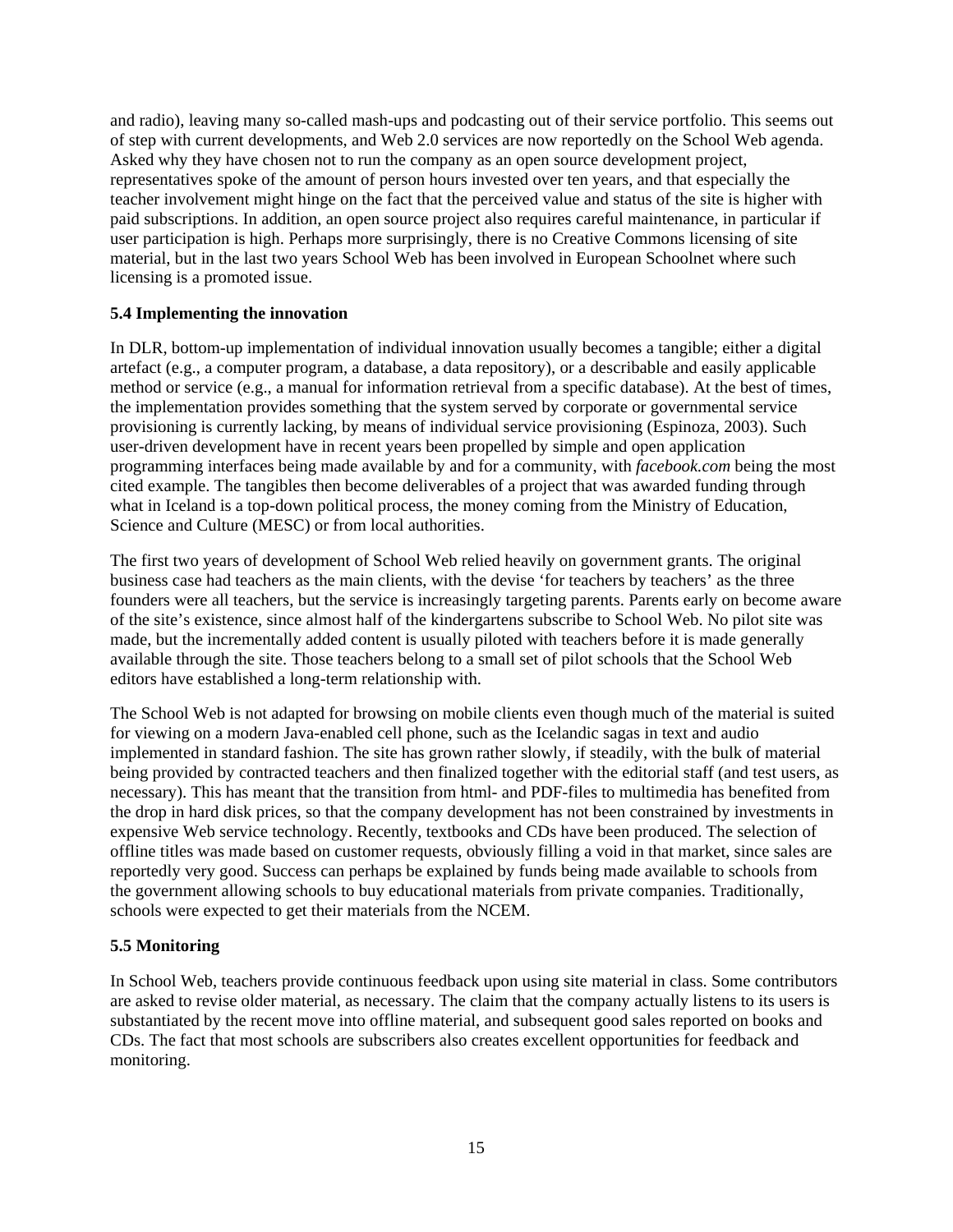and radio), leaving many so-called mash-ups and podcasting out of their service portfolio. This seems out of step with current developments, and Web 2.0 services are now reportedly on the School Web agenda. Asked why they have chosen not to run the company as an open source development project, representatives spoke of the amount of person hours invested over ten years, and that especially the teacher involvement might hinge on the fact that the perceived value and status of the site is higher with paid subscriptions. In addition, an open source project also requires careful maintenance, in particular if user participation is high. Perhaps more surprisingly, there is no Creative Commons licensing of site material, but in the last two years School Web has been involved in European Schoolnet where such licensing is a promoted issue.

### 5.4 Implementing the innovation

In DLR, bottom-up implementation of individual innovation usually becomes a tangible; either a digital artefact (e.g., a computer program, a database, a data repository), or a describable and easily applicable method or service (e.g., a manual for information retrieval from a specific database). At the best of times, the implementation provides something that the system served by corporate or governmental service provisioning is currently lacking, by means of individual service provisioning (Espinoza, 2003). Such user-driven development have in recent years been propelled by simple and open application programming interfaces being made available by and for a community, with *facebook.com* being the most cited example. The tangibles then become deliverables of a project that was awarded funding through what in Iceland is a top-down political process, the money coming from the Ministry of Education, Science and Culture (MESC) or from local authorities.

The first two years of development of School Web relied heavily on government grants. The original business case had teachers as the main clients, with the devise 'for teachers by teachers' as the three founders were all teachers, but the service is increasingly targeting parents. Parents early on become aware of the site's existence, since almost half of the kindergartens subscribe to School Web. No pilot site was made, but the incrementally added content is usually piloted with teachers before it is made generally available through the site. Those teachers belong to a small set of pilot schools that the School Web editors have established a long-term relationship with.

The School Web is not adapted for browsing on mobile clients even though much of the material is suited for viewing on a modern Java-enabled cell phone, such as the Icelandic sagas in text and audio implemented in standard fashion. The site has grown rather slowly, if steadily, with the bulk of material being provided by contracted teachers and then finalized together with the editorial staff (and test users, as necessary). This has meant that the transition from html- and PDF-files to multimedia has benefited from the drop in hard disk prices, so that the company development has not been constrained by investments in expensive Web service technology. Recently, textbooks and CDs have been produced. The selection of offline titles was made based on customer requests, obviously filling a void in that market, since sales are reportedly very good. Success can perhaps be explained by funds being made available to schools from the government allowing schools to buy educational materials from private companies. Traditionally, schools were expected to get their materials from the NCEM.

### 5.5 Monitoring

In School Web, teachers provide continuous feedback upon using site material in class. Some contributors are asked to revise older material, as necessary. The claim that the company actually listens to its users is substantiated by the recent move into offline material, and subsequent good sales reported on books and CDs. The fact that most schools are subscribers also creates excellent opportunities for feedback and monitoring.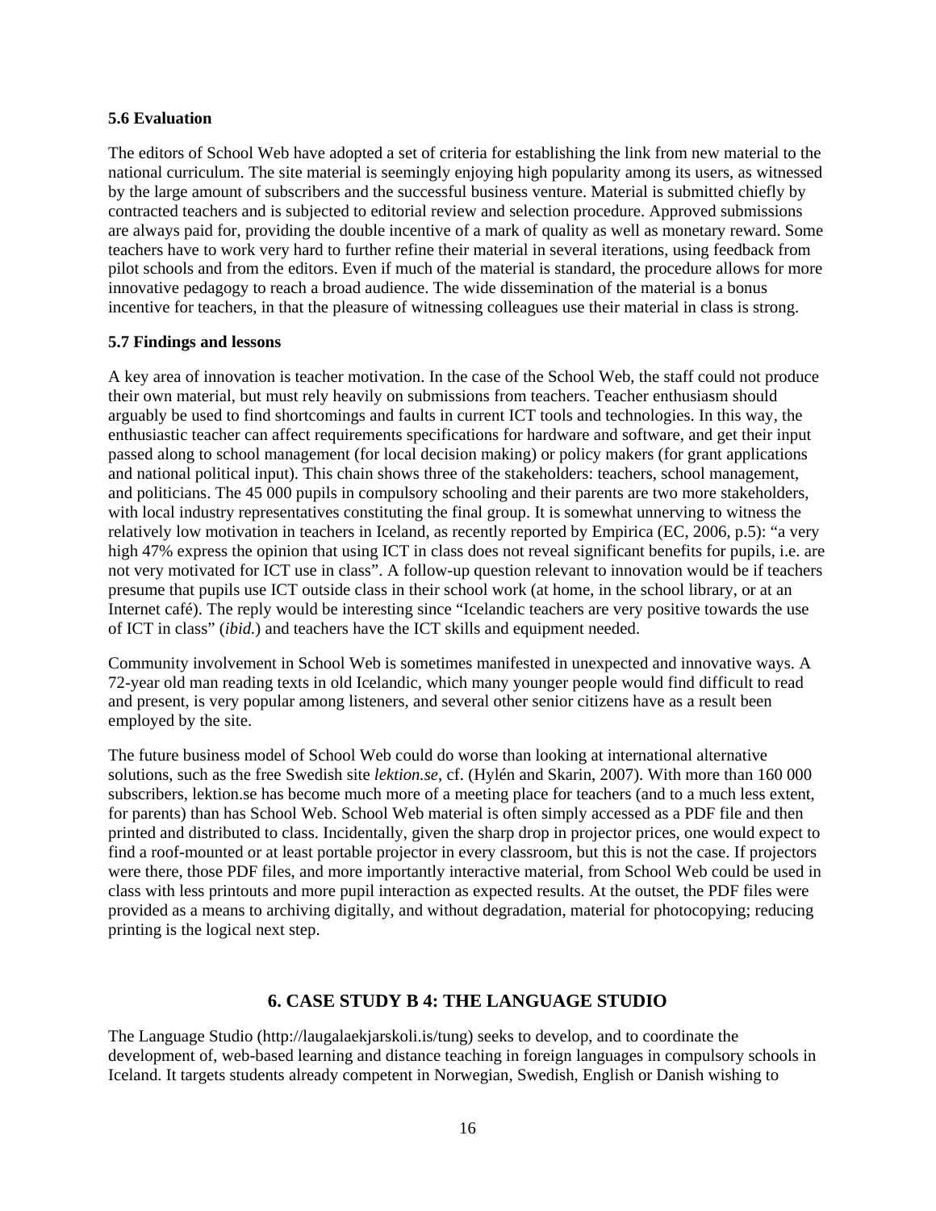### 5.6 Evaluation

The editors of School Web have adopted a set of criteria for establishing the link from new material to the national curriculum. The site material is seemingly enjoying high popularity among its users, as witnessed by the large amount of subscribers and the successful business venture. Material is submitted chiefly by contracted teachers and is subjected to editorial review and selection procedure. Approved submissions are always paid for, providing the double incentive of a mark of quality as well as monetary reward. Some teachers have to work very hard to further refine their material in several iterations, using feedback from pilot schools and from the editors. Even if much of the material is standard, the procedure allows for more innovative pedagogy to reach a broad audience. The wide dissemination of the material is a bonus incentive for teachers, in that the pleasure of witnessing colleagues use their material in class is strong.

### 5.7 Findings and lessons

A key area of innovation is teacher motivation. In the case of the School Web, the staff could not produce their own material, but must rely heavily on submissions from teachers. Teacher enthusiasm should arguably be used to find shortcomings and faults in current ICT tools and technologies. In this way, the enthusiastic teacher can affect requirements specifications for hardware and software, and get their input passed along to school management (for local decision making) or policy makers (for grant applications and national political input). This chain shows three of the stakeholders: teachers, school management, and politicians. The 45 000 pupils in compulsory schooling and their parents are two more stakeholders, with local industry representatives constituting the final group. It is somewhat unnerving to witness the relatively low motivation in teachers in Iceland, as recently reported by Empirica (EC, 2006, p.5): "a very high 47% express the opinion that using ICT in class does not reveal significant benefits for pupils, i.e. are not very motivated for ICT use in class". A follow-up question relevant to innovation would be if teachers presume that pupils use ICT outside class in their school work (at home, in the school library, or at an Internet café). The reply would be interesting since "Icelandic teachers are very positive towards the use of ICT in class" (*ibid.*) and teachers have the ICT skills and equipment needed.

Community involvement in School Web is sometimes manifested in unexpected and innovative ways. A 72-year old man reading texts in old Icelandic, which many younger people would find difficult to read and present, is very popular among listeners, and several other senior citizens have as a result been employed by the site.

The future business model of School Web could do worse than looking at international alternative solutions, such as the free Swedish site *lektion.se*, cf. (Hylén and Skarin, 2007). With more than 160 000 subscribers, lektion.se has become much more of a meeting place for teachers (and to a much less extent, for parents) than has School Web. School Web material is often simply accessed as a PDF file and then printed and distributed to class. Incidentally, given the sharp drop in projector prices, one would expect to find a roof-mounted or at least portable projector in every classroom, but this is not the case. If projectors were there, those PDF files, and more importantly interactive material, from School Web could be used in class with less printouts and more pupil interaction as expected results. At the outset, the PDF files were provided as a means to archiving digitally, and without degradation, material for photocopying; reducing printing is the logical next step.

## 6. CASE STUDY B 4: THE LANGUAGE STUDIO

The Language Studio (http://laugalaekjarskoli.is/tung) seeks to develop, and to coordinate the development of, web-based learning and distance teaching in foreign languages in compulsory schools in Iceland. It targets students already competent in Norwegian, Swedish, English or Danish wishing to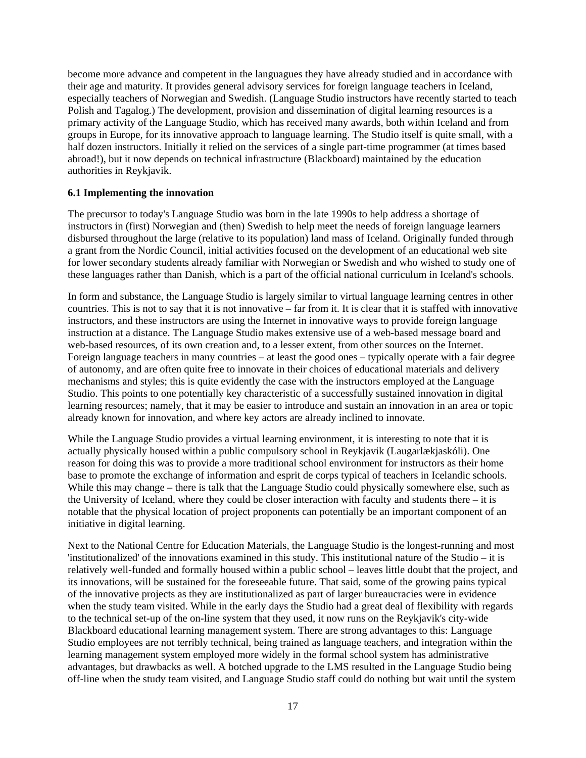become more advance and competent in the languagues they have already studied and in accordance with their age and maturity. It provides general advisory services for foreign language teachers in Iceland, especially teachers of Norwegian and Swedish. (Language Studio instructors have recently started to teach Polish and Tagalog.) The development, provision and dissemination of digital learning resources is a primary activity of the Language Studio, which has received many awards, both within Iceland and from groups in Europe, for its innovative approach to language learning. The Studio itself is quite small, with a half dozen instructors. Initially it relied on the services of a single part-time programmer (at times based abroad!), but it now depends on technical infrastructure (Blackboard) maintained by the education authorities in Reykjavik.

### 6.1 Implementing the innovation

The precursor to today's Language Studio was born in the late 1990s to help address a shortage of instructors in (first) Norwegian and (then) Swedish to help meet the needs of foreign language learners disbursed throughout the large (relative to its population) land mass of Iceland. Originally funded through a grant from the Nordic Council, initial activities focused on the development of an educational web site for lower secondary students already familiar with Norwegian or Swedish and who wished to study one of these languages rather than Danish, which is a part of the official national curriculum in Iceland's schools.

In form and substance, the Language Studio is largely similar to virtual language learning centres in other countries. This is not to say that it is not innovative – far from it. It is clear that it is staffed with innovative instructors, and these instructors are using the Internet in innovative ways to provide foreign language instruction at a distance. The Language Studio makes extensive use of a web-based message board and web-based resources, of its own creation and, to a lesser extent, from other sources on the Internet. Foreign language teachers in many countries – at least the good ones – typically operate with a fair degree of autonomy, and are often quite free to innovate in their choices of educational materials and delivery mechanisms and styles; this is quite evidently the case with the instructors employed at the Language Studio. This points to one potentially key characteristic of a successfully sustained innovation in digital learning resources; namely, that it may be easier to introduce and sustain an innovation in an area or topic already known for innovation, and where key actors are already inclined to innovate.

While the Language Studio provides a virtual learning environment, it is interesting to note that it is actually physically housed within a public compulsory school in Reykjavik (Laugarlækjaskóli). One reason for doing this was to provide a more traditional school environment for instructors as their home base to promote the exchange of information and esprit de corps typical of teachers in Icelandic schools. While this may change – there is talk that the Language Studio could physically somewhere else, such as the University of Iceland, where they could be closer interaction with faculty and students there – it is notable that the physical location of project proponents can potentially be an important component of an initiative in digital learning.

Next to the National Centre for Education Materials, the Language Studio is the longest-running and most 'institutionalized' of the innovations examined in this study. This institutional nature of the Studio – it is relatively well-funded and formally housed within a public school – leaves little doubt that the project, and its innovations, will be sustained for the foreseeable future. That said, some of the growing pains typical of the innovative projects as they are institutionalized as part of larger bureaucracies were in evidence when the study team visited. While in the early days the Studio had a great deal of flexibility with regards to the technical set-up of the on-line system that they used, it now runs on the Reykjavik's city-wide Blackboard educational learning management system. There are strong advantages to this: Language Studio employees are not terribly technical, being trained as language teachers, and integration within the learning management system employed more widely in the formal school system has administrative advantages, but drawbacks as well. A botched upgrade to the LMS resulted in the Language Studio being off-line when the study team visited, and Language Studio staff could do nothing but wait until the system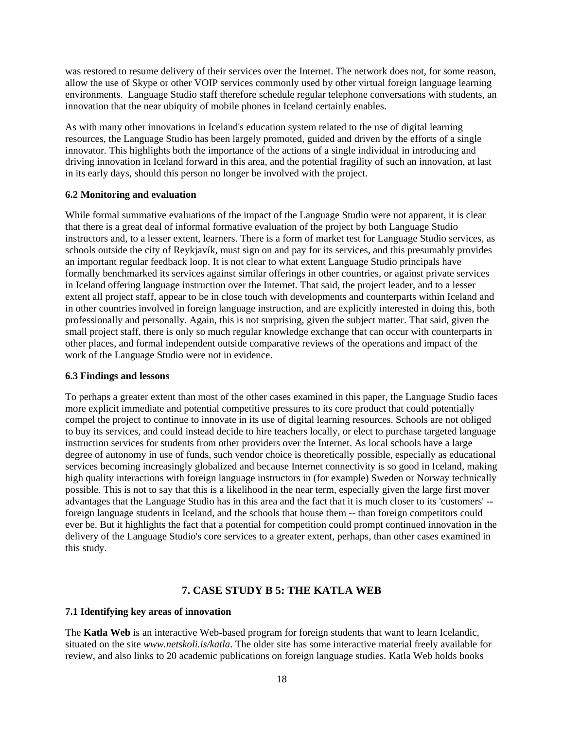was restored to resume delivery of their services over the Internet. The network does not, for some reason, allow the use of Skype or other VOIP services commonly used by other virtual foreign language learning environments. Language Studio staff therefore schedule regular telephone conversations with students, an innovation that the near ubiquity of mobile phones in Iceland certainly enables.

As with many other innovations in Iceland's education system related to the use of digital learning resources, the Language Studio has been largely promoted, guided and driven by the efforts of a single innovator. This highlights both the importance of the actions of a single individual in introducing and driving innovation in Iceland forward in this area, and the potential fragility of such an innovation, at last in its early days, should this person no longer be involved with the project.

### 6.2 Monitoring and evaluation

While formal summative evaluations of the impact of the Language Studio were not apparent, it is clear that there is a great deal of informal formative evaluation of the project by both Language Studio instructors and, to a lesser extent, learners. There is a form of market test for Language Studio services, as schools outside the city of Reykjavík, must sign on and pay for its services, and this presumably provides an important regular feedback loop. It is not clear to what extent Language Studio principals have formally benchmarked its services against similar offerings in other countries, or against private services in Iceland offering language instruction over the Internet. That said, the project leader, and to a lesser extent all project staff, appear to be in close touch with developments and counterparts within Iceland and in other countries involved in foreign language instruction, and are explicitly interested in doing this, both professionally and personally. Again, this is not surprising, given the subject matter. That said, given the small project staff, there is only so much regular knowledge exchange that can occur with counterparts in other places, and formal independent outside comparative reviews of the operations and impact of the work of the Language Studio were not in evidence.

### 6.3 Findings and lessons

To perhaps a greater extent than most of the other cases examined in this paper, the Language Studio faces more explicit immediate and potential competitive pressures to its core product that could potentially compel the project to continue to innovate in its use of digital learning resources. Schools are not obliged to buy its services, and could instead decide to hire teachers locally, or elect to purchase targeted language instruction services for students from other providers over the Internet. As local schools have a large degree of autonomy in use of funds, such vendor choice is theoretically possible, especially as educational services becoming increasingly globalized and because Internet connectivity is so good in Iceland, making high quality interactions with foreign language instructors in (for example) Sweden or Norway technically possible. This is not to say that this is a likelihood in the near term, especially given the large first mover advantages that the Language Studio has in this area and the fact that it is much closer to its 'customers' -- foreign language students in Iceland, and the schools that house them -- than foreign competitors could ever be. But it highlights the fact that a potential for competition could prompt continued innovation in the delivery of the Language Studio's core services to a greater extent, perhaps, than other cases examined in this study.

## 7. CASE STUDY B 5: THE KATLA WEB

### 7.1 Identifying key areas of innovation

The **Katla Web** is an interactive Web-based program for foreign students that want to learn Icelandic, situated on the site *www.netskoli.is/katla*. The older site has some interactive material freely available for review, and also links to 20 academic publications on foreign language studies. Katla Web holds books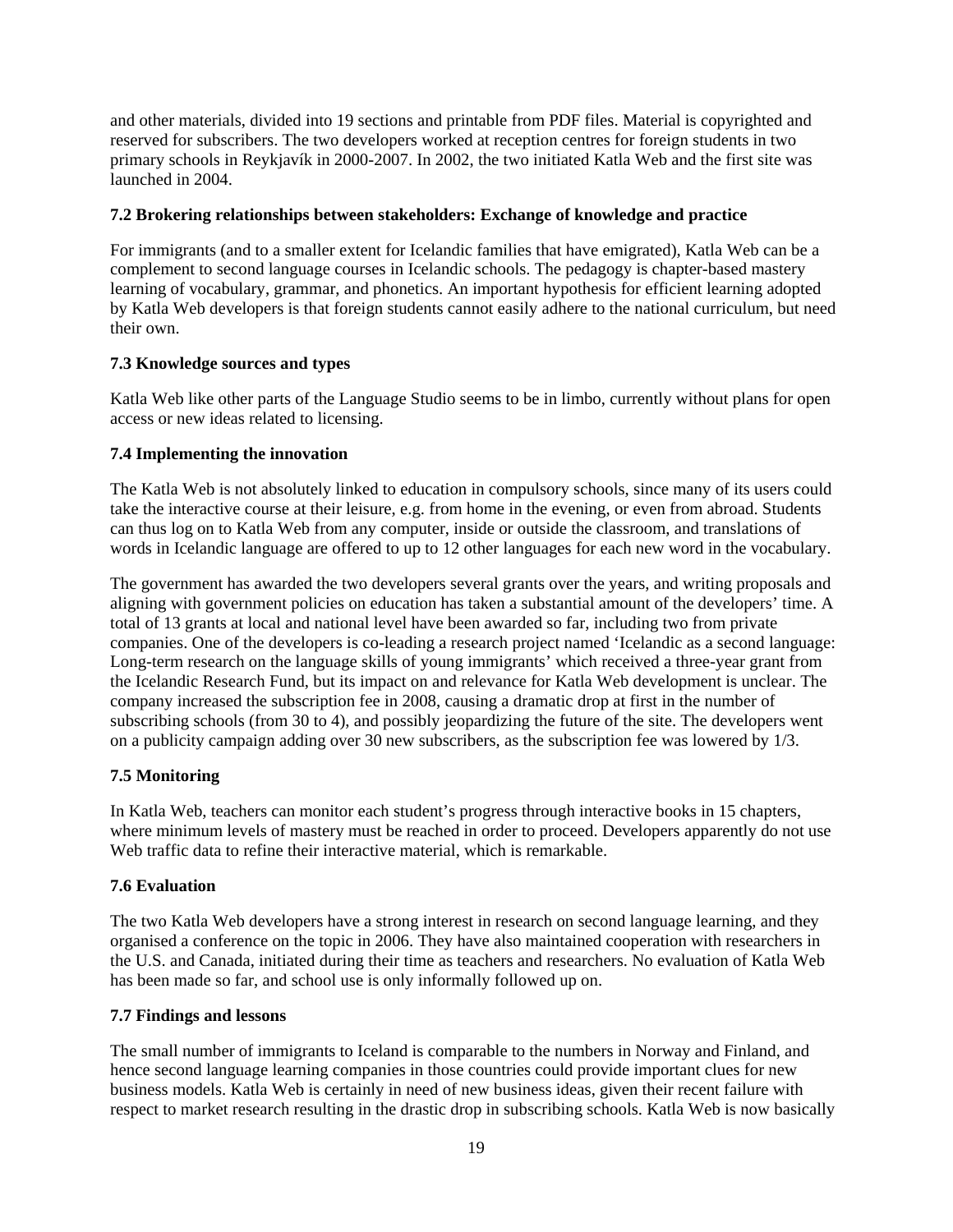and other materials, divided into 19 sections and printable from PDF files. Material is copyrighted and reserved for subscribers. The two developers worked at reception centres for foreign students in two primary schools in Reykjavík in 2000-2007. In 2002, the two initiated Katla Web and the first site was launched in 2004.

### 7.2 Brokering relationships between stakeholders: Exchange of knowledge and practice

For immigrants (and to a smaller extent for Icelandic families that have emigrated), Katla Web can be a complement to second language courses in Icelandic schools. The pedagogy is chapter-based mastery learning of vocabulary, grammar, and phonetics. An important hypothesis for efficient learning adopted by Katla Web developers is that foreign students cannot easily adhere to the national curriculum, but need their own.

### 7.3 Knowledge sources and types

Katla Web like other parts of the Language Studio seems to be in limbo, currently without plans for open access or new ideas related to licensing.

### 7.4 Implementing the innovation

The Katla Web is not absolutely linked to education in compulsory schools, since many of its users could take the interactive course at their leisure, e.g. from home in the evening, or even from abroad. Students can thus log on to Katla Web from any computer, inside or outside the classroom, and translations of words in Icelandic language are offered to up to 12 other languages for each new word in the vocabulary.

The government has awarded the two developers several grants over the years, and writing proposals and aligning with government policies on education has taken a substantial amount of the developers' time. A total of 13 grants at local and national level have been awarded so far, including two from private companies. One of the developers is co-leading a research project named 'Icelandic as a second language: Long-term research on the language skills of young immigrants' which received a three-year grant from the Icelandic Research Fund, but its impact on and relevance for Katla Web development is unclear. The company increased the subscription fee in 2008, causing a dramatic drop at first in the number of subscribing schools (from 30 to 4), and possibly jeopardizing the future of the site. The developers went on a publicity campaign adding over 30 new subscribers, as the subscription fee was lowered by 1/3.

### 7.5 Monitoring

In Katla Web, teachers can monitor each student's progress through interactive books in 15 chapters, where minimum levels of mastery must be reached in order to proceed. Developers apparently do not use Web traffic data to refine their interactive material, which is remarkable.

### 7.6 Evaluation

The two Katla Web developers have a strong interest in research on second language learning, and they organised a conference on the topic in 2006. They have also maintained cooperation with researchers in the U.S. and Canada, initiated during their time as teachers and researchers. No evaluation of Katla Web has been made so far, and school use is only informally followed up on.

### 7.7 Findings and lessons

The small number of immigrants to Iceland is comparable to the numbers in Norway and Finland, and hence second language learning companies in those countries could provide important clues for new business models. Katla Web is certainly in need of new business ideas, given their recent failure with respect to market research resulting in the drastic drop in subscribing schools. Katla Web is now basically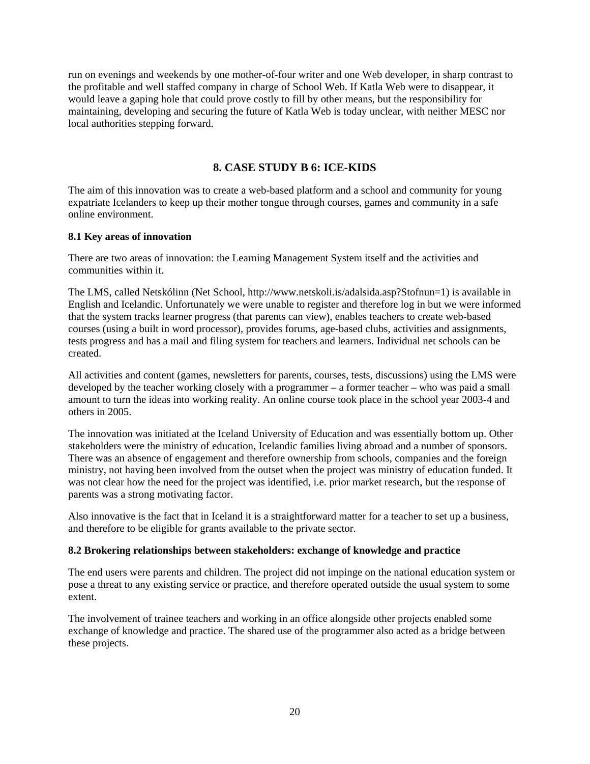run on evenings and weekends by one mother-of-four writer and one Web developer, in sharp contrast to the profitable and well staffed company in charge of School Web. If Katla Web were to disappear, it would leave a gaping hole that could prove costly to fill by other means, but the responsibility for maintaining, developing and securing the future of Katla Web is today unclear, with neither MESC nor local authorities stepping forward.

## 8. CASE STUDY B 6: ICE-KIDS

The aim of this innovation was to create a web-based platform and a school and community for young expatriate Icelanders to keep up their mother tongue through courses, games and community in a safe online environment.

### 8.1 Key areas of innovation

There are two areas of innovation: the Learning Management System itself and the activities and communities within it.

The LMS, called Netskólinn (Net School, http://www.netskoli.is/adalsida.asp?Stofnun=1) is available in English and Icelandic. Unfortunately we were unable to register and therefore log in but we were informed that the system tracks learner progress (that parents can view), enables teachers to create web-based courses (using a built in word processor), provides forums, age-based clubs, activities and assignments, tests progress and has a mail and filing system for teachers and learners. Individual net schools can be created.

All activities and content (games, newsletters for parents, courses, tests, discussions) using the LMS were developed by the teacher working closely with a programmer – a former teacher – who was paid a small amount to turn the ideas into working reality. An online course took place in the school year 2003-4 and others in 2005.

The innovation was initiated at the Iceland University of Education and was essentially bottom up. Other stakeholders were the ministry of education, Icelandic families living abroad and a number of sponsors. There was an absence of engagement and therefore ownership from schools, companies and the foreign ministry, not having been involved from the outset when the project was ministry of education funded. It was not clear how the need for the project was identified, i.e. prior market research, but the response of parents was a strong motivating factor.

Also innovative is the fact that in Iceland it is a straightforward matter for a teacher to set up a business, and therefore to be eligible for grants available to the private sector.

### 8.2 Brokering relationships between stakeholders: exchange of knowledge and practice

The end users were parents and children. The project did not impinge on the national education system or pose a threat to any existing service or practice, and therefore operated outside the usual system to some extent.

The involvement of trainee teachers and working in an office alongside other projects enabled some exchange of knowledge and practice. The shared use of the programmer also acted as a bridge between these projects.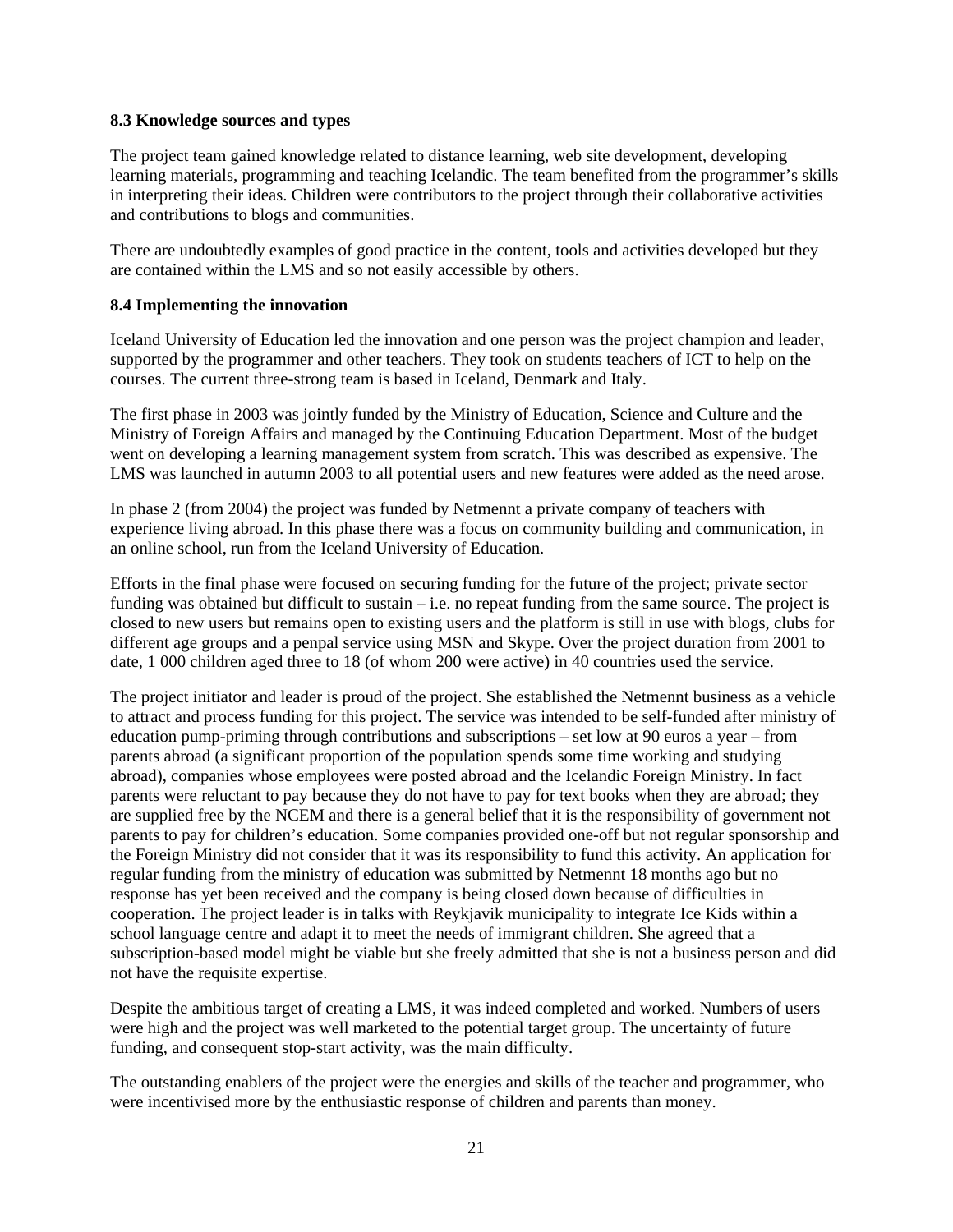### 8.3 Knowledge sources and types

The project team gained knowledge related to distance learning, web site development, developing learning materials, programming and teaching Icelandic. The team benefited from the programmer's skills in interpreting their ideas. Children were contributors to the project through their collaborative activities and contributions to blogs and communities.

There are undoubtedly examples of good practice in the content, tools and activities developed but they are contained within the LMS and so not easily accessible by others.

### 8.4 Implementing the innovation

Iceland University of Education led the innovation and one person was the project champion and leader, supported by the programmer and other teachers. They took on students teachers of ICT to help on the courses. The current three-strong team is based in Iceland, Denmark and Italy.

The first phase in 2003 was jointly funded by the Ministry of Education, Science and Culture and the Ministry of Foreign Affairs and managed by the Continuing Education Department. Most of the budget went on developing a learning management system from scratch. This was described as expensive. The LMS was launched in autumn 2003 to all potential users and new features were added as the need arose.

In phase 2 (from 2004) the project was funded by Netmennt a private company of teachers with experience living abroad. In this phase there was a focus on community building and communication, in an online school, run from the Iceland University of Education.

Efforts in the final phase were focused on securing funding for the future of the project; private sector funding was obtained but difficult to sustain – i.e. no repeat funding from the same source. The project is closed to new users but remains open to existing users and the platform is still in use with blogs, clubs for different age groups and a penpal service using MSN and Skype. Over the project duration from 2001 to date, 1 000 children aged three to 18 (of whom 200 were active) in 40 countries used the service.

The project initiator and leader is proud of the project. She established the Netmennt business as a vehicle to attract and process funding for this project. The service was intended to be self-funded after ministry of education pump-priming through contributions and subscriptions – set low at 90 euros a year – from parents abroad (a significant proportion of the population spends some time working and studying abroad), companies whose employees were posted abroad and the Icelandic Foreign Ministry. In fact parents were reluctant to pay because they do not have to pay for text books when they are abroad; they are supplied free by the NCEM and there is a general belief that it is the responsibility of government not parents to pay for children's education. Some companies provided one-off but not regular sponsorship and the Foreign Ministry did not consider that it was its responsibility to fund this activity. An application for regular funding from the ministry of education was submitted by Netmennt 18 months ago but no response has yet been received and the company is being closed down because of difficulties in cooperation. The project leader is in talks with Reykjavik municipality to integrate Ice Kids within a school language centre and adapt it to meet the needs of immigrant children. She agreed that a subscription-based model might be viable but she freely admitted that she is not a business person and did not have the requisite expertise.

Despite the ambitious target of creating a LMS, it was indeed completed and worked. Numbers of users were high and the project was well marketed to the potential target group. The uncertainty of future funding, and consequent stop-start activity, was the main difficulty.

The outstanding enablers of the project were the energies and skills of the teacher and programmer, who were incentivised more by the enthusiastic response of children and parents than money.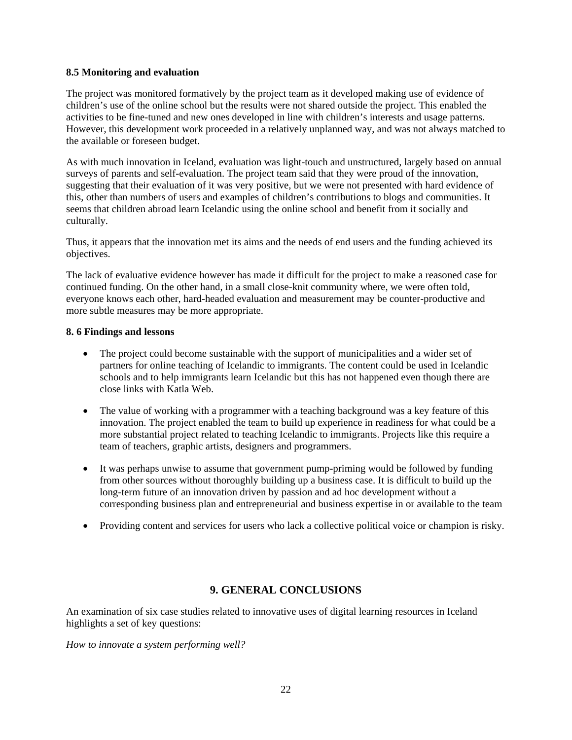**8.5 Monitoring and evaluation**

The project was monitored formatively by the project team as it developed making use of evidence of children's use of the online school but the results were not shared outside the project. This enabled the activities to be fine-tuned and new ones developed in line with children's interests and usage patterns. However, this development work proceeded in a relatively unplanned way, and was not always matched to the available or foreseen budget.

As with much innovation in Iceland, evaluation was light-touch and unstructured, largely based on annual surveys of parents and self-evaluation. The project team said that they were proud of the innovation, suggesting that their evaluation of it was very positive, but we were not presented with hard evidence of this, other than numbers of users and examples of children's contributions to blogs and communities. It seems that children abroad learn Icelandic using the online school and benefit from it socially and culturally.

Thus, it appears that the innovation met its aims and the needs of end users and the funding achieved its objectives.

The lack of evaluative evidence however has made it difficult for the project to make a reasoned case for continued funding. On the other hand, in a small close-knit community where, we were often told, everyone knows each other, hard-headed evaluation and measurement may be counter-productive and more subtle measures may be more appropriate.

**8. 6 Findings and lessons**

- The project could become sustainable with the support of municipalities and a wider set of partners for online teaching of Icelandic to immigrants. The content could be used in Icelandic schools and to help immigrants learn Icelandic but this has not happened even though there are close links with Katla Web.
- The value of working with a programmer with a teaching background was a key feature of this innovation. The project enabled the team to build up experience in readiness for what could be a more substantial project related to teaching Icelandic to immigrants. Projects like this require a team of teachers, graphic artists, designers and programmers.
- It was perhaps unwise to assume that government pump-priming would be followed by funding from other sources without thoroughly building up a business case. It is difficult to build up the long-term future of an innovation driven by passion and ad hoc development without a corresponding business plan and entrepreneurial and business expertise in or available to the team
- Providing content and services for users who lack a collective political voice or champion is risky.

## 9. GENERAL CONCLUSIONS

An examination of six case studies related to innovative uses of digital learning resources in Iceland highlights a set of key questions:

*How to innovate a system performing well?*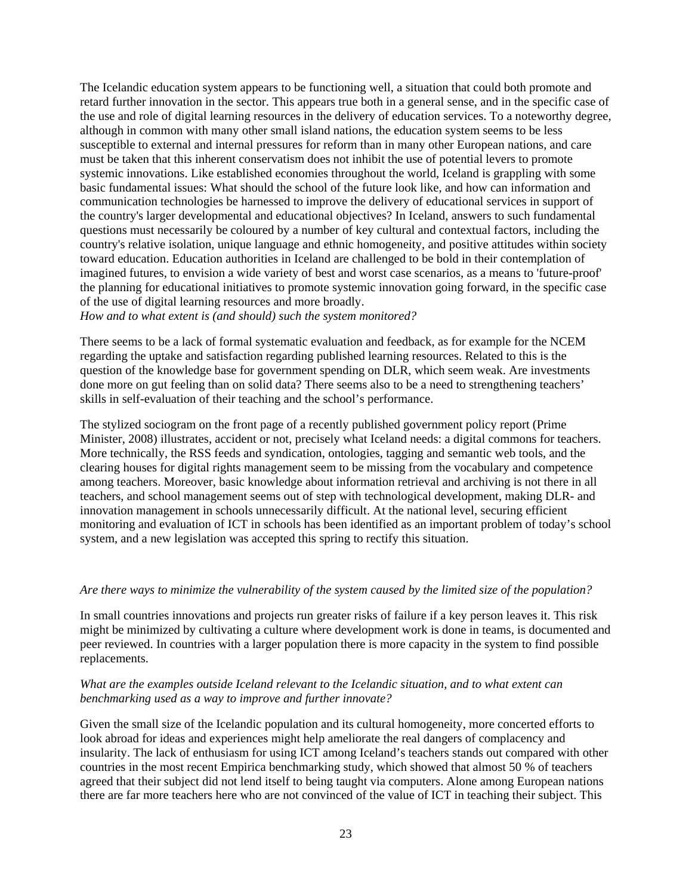The Icelandic education system appears to be functioning well, a situation that could both promote and retard further innovation in the sector. This appears true both in a general sense, and in the specific case of the use and role of digital learning resources in the delivery of education services. To a noteworthy degree, although in common with many other small island nations, the education system seems to be less susceptible to external and internal pressures for reform than in many other European nations, and care must be taken that this inherent conservatism does not inhibit the use of potential levers to promote systemic innovations. Like established economies throughout the world, Iceland is grappling with some basic fundamental issues: What should the school of the future look like, and how can information and communication technologies be harnessed to improve the delivery of educational services in support of the country's larger developmental and educational objectives? In Iceland, answers to such fundamental questions must necessarily be coloured by a number of key cultural and contextual factors, including the country's relative isolation, unique language and ethnic homogeneity, and positive attitudes within society toward education. Education authorities in Iceland are challenged to be bold in their contemplation of imagined futures, to envision a wide variety of best and worst case scenarios, as a means to 'future-proof' the planning for educational initiatives to promote systemic innovation going forward, in the specific case of the use of digital learning resources and more broadly.

*How and to what extent is (and should) such the system monitored?*

There seems to be a lack of formal systematic evaluation and feedback, as for example for the NCEM regarding the uptake and satisfaction regarding published learning resources. Related to this is the question of the knowledge base for government spending on DLR, which seem weak. Are investments done more on gut feeling than on solid data? There seems also to be a need to strengthening teachers' skills in self-evaluation of their teaching and the school's performance.

The stylized sociogram on the front page of a recently published government policy report (Prime Minister, 2008) illustrates, accident or not, precisely what Iceland needs: a digital commons for teachers. More technically, the RSS feeds and syndication, ontologies, tagging and semantic web tools, and the clearing houses for digital rights management seem to be missing from the vocabulary and competence among teachers. Moreover, basic knowledge about information retrieval and archiving is not there in all teachers, and school management seems out of step with technological development, making DLR- and innovation management in schools unnecessarily difficult. At the national level, securing efficient monitoring and evaluation of ICT in schools has been identified as an important problem of today's school system, and a new legislation was accepted this spring to rectify this situation.

*Are there ways to minimize the vulnerability of the system caused by the limited size of the population?*

In small countries innovations and projects run greater risks of failure if a key person leaves it. This risk might be minimized by cultivating a culture where development work is done in teams, is documented and peer reviewed. In countries with a larger population there is more capacity in the system to find possible replacements.

*What are the examples outside Iceland relevant to the Icelandic situation, and to what extent can benchmarking used as a way to improve and further innovate?*

Given the small size of the Icelandic population and its cultural homogeneity, more concerted efforts to look abroad for ideas and experiences might help ameliorate the real dangers of complacency and insularity. The lack of enthusiasm for using ICT among Iceland's teachers stands out compared with other countries in the most recent Empirica benchmarking study, which showed that almost 50 % of teachers agreed that their subject did not lend itself to being taught via computers. Alone among European nations there are far more teachers here who are not convinced of the value of ICT in teaching their subject. This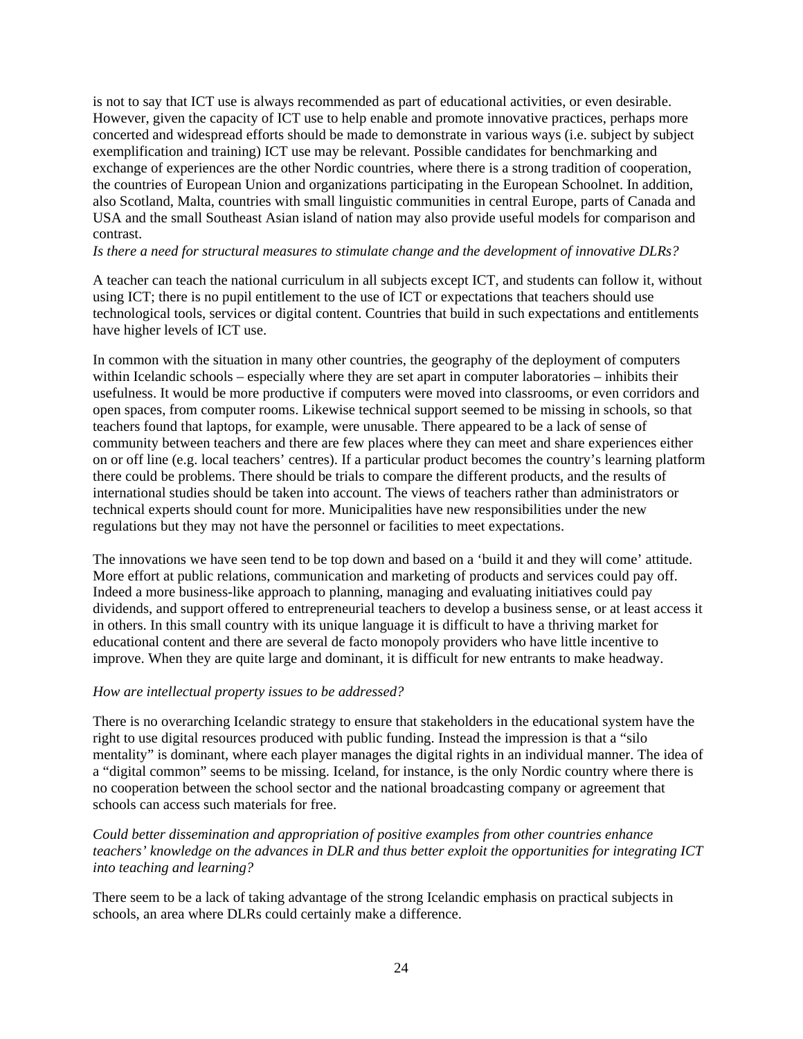is not to say that ICT use is always recommended as part of educational activities, or even desirable. However, given the capacity of ICT use to help enable and promote innovative practices, perhaps more concerted and widespread efforts should be made to demonstrate in various ways (i.e. subject by subject exemplification and training) ICT use may be relevant. Possible candidates for benchmarking and exchange of experiences are the other Nordic countries, where there is a strong tradition of cooperation, the countries of European Union and organizations participating in the European Schoolnet. In addition, also Scotland, Malta, countries with small linguistic communities in central Europe, parts of Canada and USA and the small Southeast Asian island of nation may also provide useful models for comparison and contrast.

*Is there a need for structural measures to stimulate change and the development of innovative DLRs?*

A teacher can teach the national curriculum in all subjects except ICT, and students can follow it, without using ICT; there is no pupil entitlement to the use of ICT or expectations that teachers should use technological tools, services or digital content. Countries that build in such expectations and entitlements have higher levels of ICT use.

In common with the situation in many other countries, the geography of the deployment of computers within Icelandic schools – especially where they are set apart in computer laboratories – inhibits their usefulness. It would be more productive if computers were moved into classrooms, or even corridors and open spaces, from computer rooms. Likewise technical support seemed to be missing in schools, so that teachers found that laptops, for example, were unusable. There appeared to be a lack of sense of community between teachers and there are few places where they can meet and share experiences either on or off line (e.g. local teachers' centres). If a particular product becomes the country's learning platform there could be problems. There should be trials to compare the different products, and the results of international studies should be taken into account. The views of teachers rather than administrators or technical experts should count for more. Municipalities have new responsibilities under the new regulations but they may not have the personnel or facilities to meet expectations.

The innovations we have seen tend to be top down and based on a 'build it and they will come' attitude. More effort at public relations, communication and marketing of products and services could pay off. Indeed a more business-like approach to planning, managing and evaluating initiatives could pay dividends, and support offered to entrepreneurial teachers to develop a business sense, or at least access it in others. In this small country with its unique language it is difficult to have a thriving market for educational content and there are several de facto monopoly providers who have little incentive to improve. When they are quite large and dominant, it is difficult for new entrants to make headway.

*How are intellectual property issues to be addressed?*

There is no overarching Icelandic strategy to ensure that stakeholders in the educational system have the right to use digital resources produced with public funding. Instead the impression is that a "silo mentality" is dominant, where each player manages the digital rights in an individual manner. The idea of a "digital common" seems to be missing. Iceland, for instance, is the only Nordic country where there is no cooperation between the school sector and the national broadcasting company or agreement that schools can access such materials for free.

*Could better dissemination and appropriation of positive examples from other countries enhance teachers' knowledge on the advances in DLR and thus better exploit the opportunities for integrating ICT into teaching and learning?*

There seem to be a lack of taking advantage of the strong Icelandic emphasis on practical subjects in schools, an area where DLRs could certainly make a difference.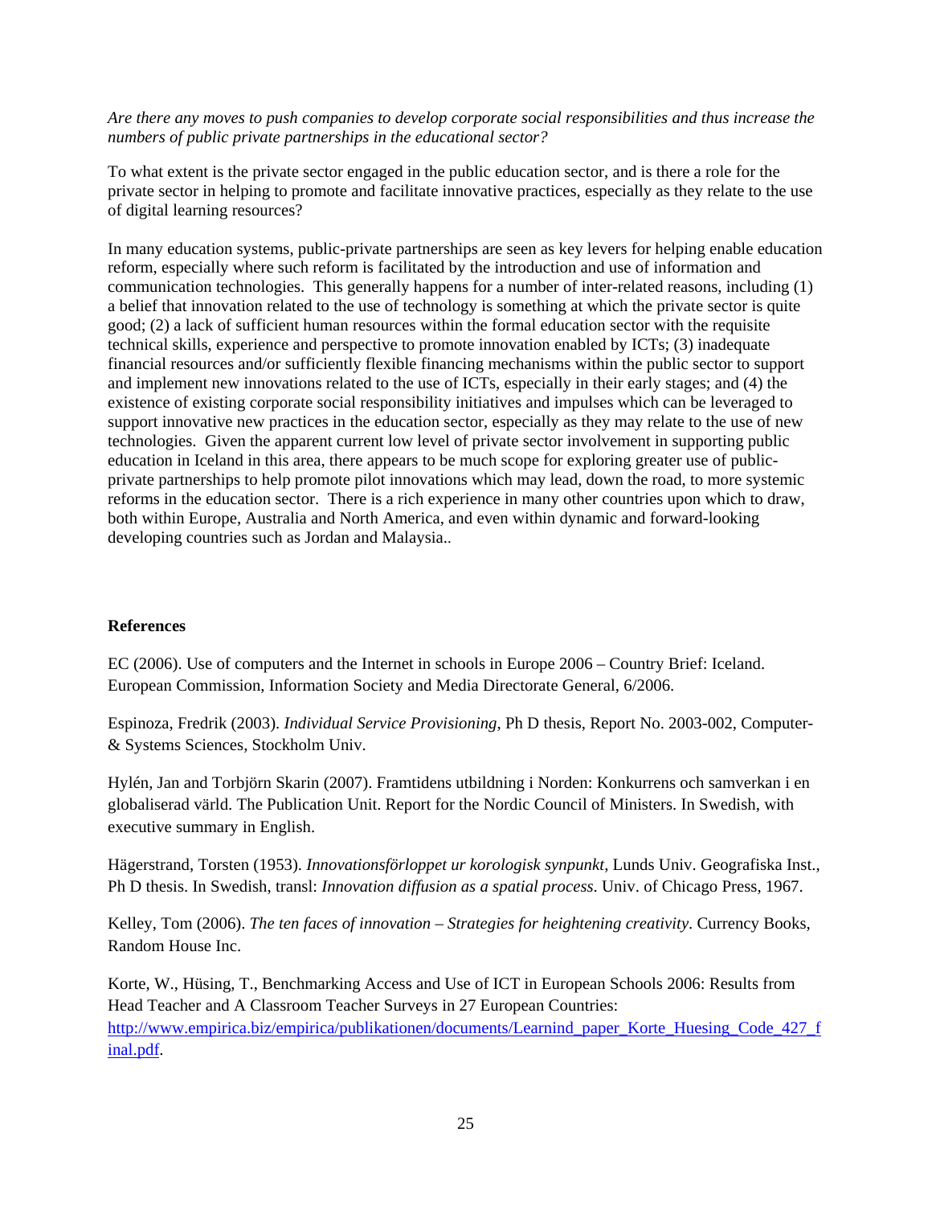*Are there any moves to push companies to develop corporate social responsibilities and thus increase the numbers of public private partnerships in the educational sector?*

To what extent is the private sector engaged in the public education sector, and is there a role for the private sector in helping to promote and facilitate innovative practices, especially as they relate to the use of digital learning resources?

In many education systems, public-private partnerships are seen as key levers for helping enable education reform, especially where such reform is facilitated by the introduction and use of information and communication technologies. This generally happens for a number of inter-related reasons, including (1) a belief that innovation related to the use of technology is something at which the private sector is quite good; (2) a lack of sufficient human resources within the formal education sector with the requisite technical skills, experience and perspective to promote innovation enabled by ICTs; (3) inadequate financial resources and/or sufficiently flexible financing mechanisms within the public sector to support and implement new innovations related to the use of ICTs, especially in their early stages; and (4) the existence of existing corporate social responsibility initiatives and impulses which can be leveraged to support innovative new practices in the education sector, especially as they may relate to the use of new technologies. Given the apparent current low level of private sector involvement in supporting public education in Iceland in this area, there appears to be much scope for exploring greater use of public-private partnerships to help promote pilot innovations which may lead, down the road, to more systemic reforms in the education sector. There is a rich experience in many other countries upon which to draw, both within Europe, Australia and North America, and even within dynamic and forward-looking developing countries such as Jordan and Malaysia..

## References

EC (2006). Use of computers and the Internet in schools in Europe 2006 – Country Brief: Iceland. European Commission, Information Society and Media Directorate General, 6/2006.

Espinoza, Fredrik (2003). *Individual Service Provisioning*, Ph D thesis, Report No. 2003-002, Computer- & Systems Sciences, Stockholm Univ.

Hylén, Jan and Torbjörn Skarin (2007). Framtidens utbildning i Norden: Konkurrens och samverkan i en globaliserad värld. The Publication Unit. Report for the Nordic Council of Ministers. In Swedish, with executive summary in English.

Hägerstrand, Torsten (1953). *Innovationsförloppet ur korologisk synpunkt*, Lunds Univ. Geografiska Inst., Ph D thesis. In Swedish, transl: *Innovation diffusion as a spatial process*. Univ. of Chicago Press, 1967.

Kelley, Tom (2006). *The ten faces of innovation – Strategies for heightening creativity*. Currency Books, Random House Inc.

Korte, W., Hüsing, T., Benchmarking Access and Use of ICT in European Schools 2006: Results from Head Teacher and A Classroom Teacher Surveys in 27 European Countries: http://www.empirica.biz/empirica/publikationen/documents/Learnind_paper_Korte_Huesing_Code_427_final.pdf.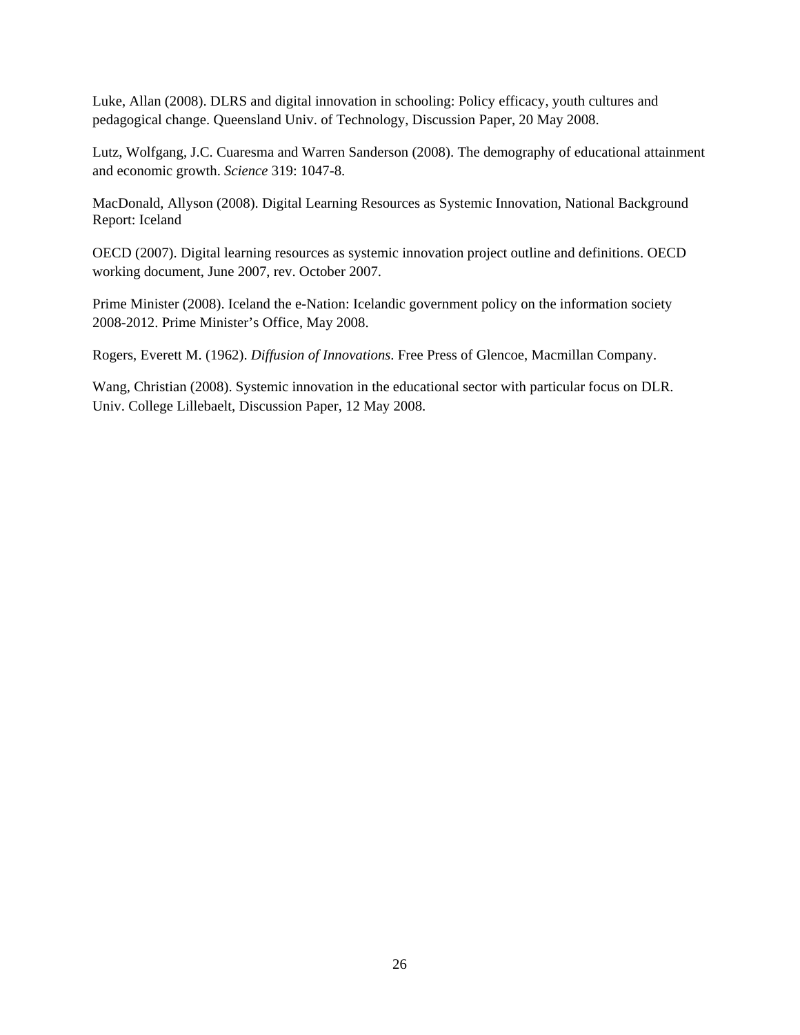Luke, Allan (2008). DLRS and digital innovation in schooling: Policy efficacy, youth cultures and pedagogical change. Queensland Univ. of Technology, Discussion Paper, 20 May 2008.

Lutz, Wolfgang, J.C. Cuaresma and Warren Sanderson (2008). The demography of educational attainment and economic growth. *Science* 319: 1047-8.

MacDonald, Allyson (2008). Digital Learning Resources as Systemic Innovation, National Background Report: Iceland

OECD (2007). Digital learning resources as systemic innovation project outline and definitions. OECD working document, June 2007, rev. October 2007.

Prime Minister (2008). Iceland the e-Nation: Icelandic government policy on the information society 2008-2012. Prime Minister's Office, May 2008.

Rogers, Everett M. (1962). *Diffusion of Innovations*. Free Press of Glencoe, Macmillan Company.

Wang, Christian (2008). Systemic innovation in the educational sector with particular focus on DLR. Univ. College Lillebaelt, Discussion Paper, 12 May 2008.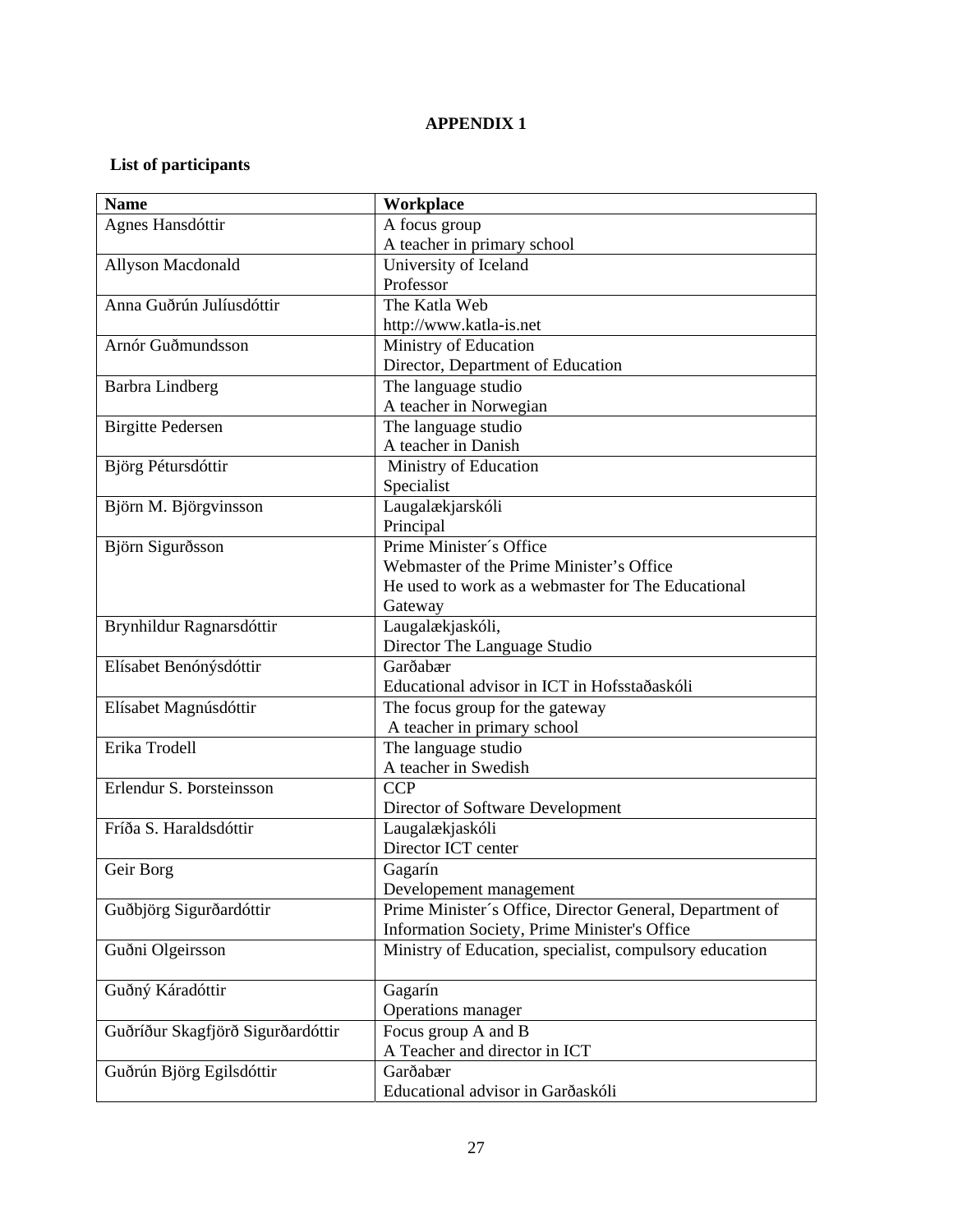**APPENDIX 1**

**List of participants**

| **Name** | **Workplace** |
|---|---|
| Agnes Hansdóttir | A focus group<br>A teacher in primary school |
| Allyson Macdonald | University of Iceland<br>Professor |
| Anna Guðrún Julíusdóttir | The Katla Web<br>http://www.katla-is.net |
| Arnór Guðmundsson | Ministry of Education<br>Director, Department of Education |
| Barbra Lindberg | The language studio<br>A teacher in Norwegian |
| Birgitte Pedersen | The language studio<br>A teacher in Danish |
| Björg Pétursdóttir | Ministry of Education<br>Specialist |
| Björn M. Björgvinsson | Laugalækjarskóli<br>Principal |
| Björn Sigurðsson | Prime Minister´s Office<br>Webmaster of the Prime Minister's Office<br>He used to work as a webmaster for The Educational Gateway |
| Brynhildur Ragnarsdóttir | Laugalækjaskóli,<br>Director The Language Studio |
| Elísabet Benónýsdóttir | Garðabær<br>Educational advisor in ICT in Hofsstaðaskóli |
| Elísabet Magnúsdóttir | The focus group for the gateway<br>A teacher in primary school |
| Erika Trodell | The language studio<br>A teacher in Swedish |
| Erlendur S. Þorsteinsson | CCP<br>Director of Software Development |
| Fríða S. Haraldsdóttir | Laugalækjaskóli<br>Director ICT center |
| Geir Borg | Gagarín<br>Developement management |
| Guðbjörg Sigurðardóttir | Prime Minister´s Office, Director General, Department of Information Society, Prime Minister's Office |
| Guðni Olgeirsson | Ministry of Education, specialist, compulsory education |
| Guðný Káradóttir | Gagarín<br>Operations manager |
| Guðríður Skagfjörð Sigurðardóttir | Focus group A and B<br>A Teacher and director in ICT |
| Guðrún Björg Egilsdóttir | Garðabær<br>Educational advisor in Garðaskóli |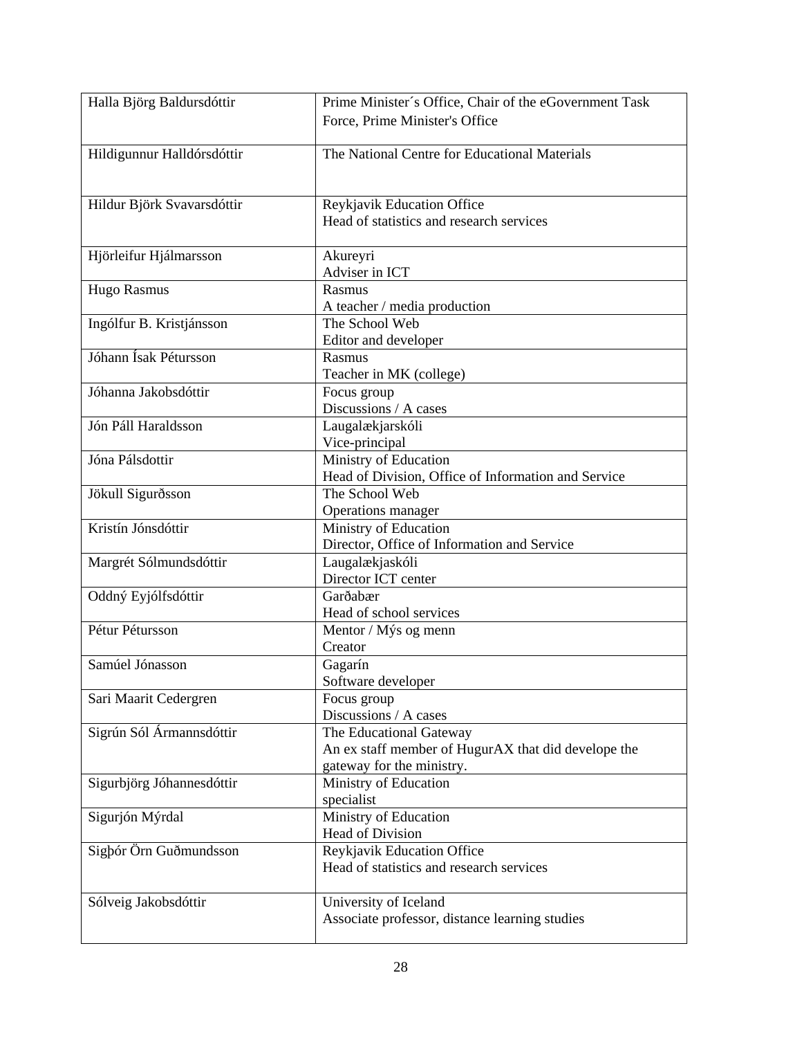| Halla Björg Baldursdóttir | Prime Minister´s Office, Chair of the eGovernment Task Force, Prime Minister's Office |
|---|---|
| Hildigunnur Halldórsdóttir | The National Centre for Educational Materials |
| Hildur Björk Svavarsdóttir | Reykjavik Education Office<br>Head of statistics and research services |
| Hjörleifur Hjálmarsson | Akureyri<br>Adviser in ICT |
| Hugo Rasmus | Rasmus<br>A teacher / media production |
| Ingólfur B. Kristjánsson | The School Web<br>Editor and developer |
| Jóhann Ísak Pétursson | Rasmus<br>Teacher in MK (college) |
| Jóhanna Jakobsdóttir | Focus group<br>Discussions / A cases |
| Jón Páll Haraldsson | Laugalækjarskóli<br>Vice-principal |
| Jóna Pálsdottir | Ministry of Education<br>Head of Division, Office of Information and Service |
| Jökull Sigurðsson | The School Web<br>Operations manager |
| Kristín Jónsdóttir | Ministry of Education<br>Director, Office of Information and Service |
| Margrét Sólmundsdóttir | Laugalækjaskóli<br>Director ICT center |
| Oddný Eyjólfsdóttir | Garðabær<br>Head of school services |
| Pétur Pétursson | Mentor / Mýs og menn<br>Creator |
| Samúel Jónasson | Gagarín<br>Software developer |
| Sari Maarit Cedergren | Focus group<br>Discussions / A cases |
| Sigrún Sól Ármannsdóttir | The Educational Gateway<br>An ex staff member of HugurAX that did develope the gateway for the ministry. |
| Sigurbjörg Jóhannesdóttir | Ministry of Education<br>specialist |
| Sigurjón Mýrdal | Ministry of Education<br>Head of Division |
| Sigþór Örn Guðmundsson | Reykjavik Education Office<br>Head of statistics and research services |
| Sólveig Jakobsdóttir | University of Iceland<br>Associate professor, distance learning studies |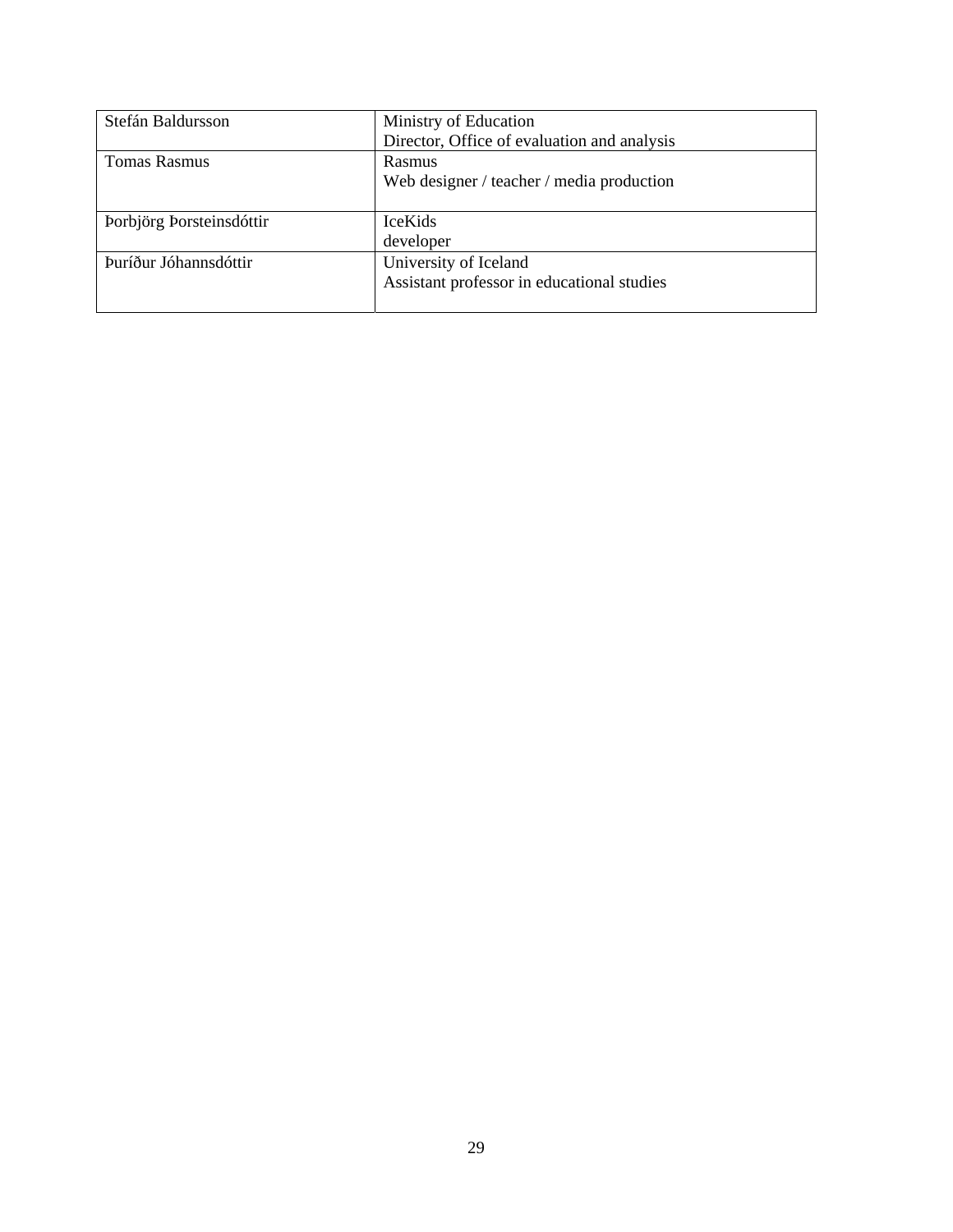| | |
|---|---|
| Stefán Baldursson | Ministry of Education<br>Director, Office of evaluation and analysis |
| Tomas Rasmus | Rasmus<br>Web designer / teacher / media production |
| Þorbjörg Þorsteinsdóttir | IceKids<br>developer |
| Þuríður Jóhannsdóttir | University of Iceland<br>Assistant professor in educational studies |